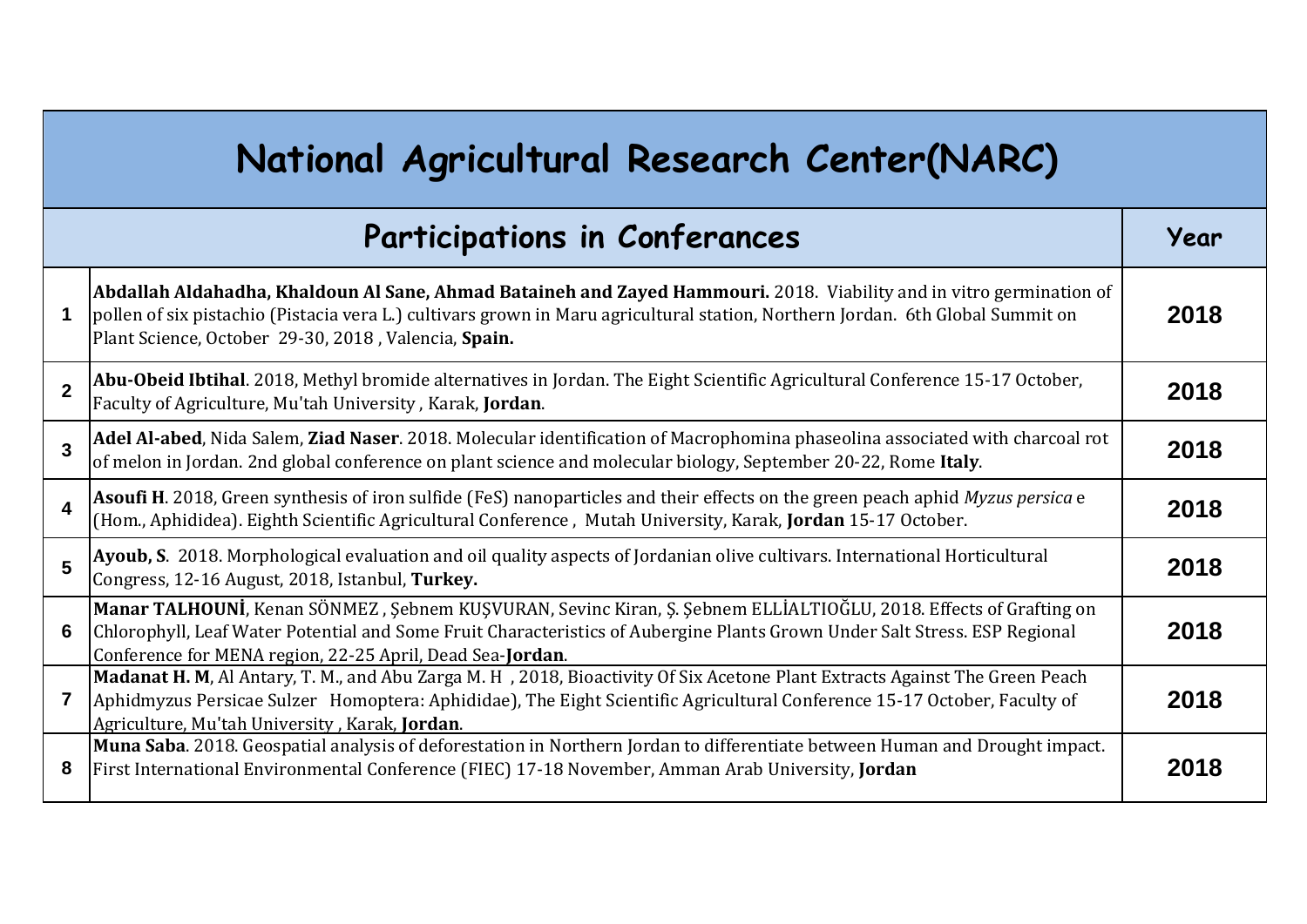# National Agricultural Research Center(NARC)

| | Participations in Conferances | Year |
|---|---|---|
| 1 | **Abdallah Aldahadha, Khaldoun Al Sane, Ahmad Bataineh and Zayed Hammouri.** 2018. Viability and in vitro germination of pollen of six pistachio (Pistacia vera L.) cultivars grown in Maru agricultural station, Northern Jordan. 6th Global Summit on Plant Science, October 29-30, 2018 , Valencia, **Spain.** | 2018 |
| 2 | **Abu-Obeid Ibtihal**. 2018, Methyl bromide alternatives in Jordan. The Eight Scientific Agricultural Conference 15-17 October, Faculty of Agriculture, Mu'tah University , Karak, **Jordan**. | 2018 |
| 3 | **Adel Al-abed**, Nida Salem, **Ziad Naser**. 2018. Molecular identification of Macrophomina phaseolina associated with charcoal rot of melon in Jordan. 2nd global conference on plant science and molecular biology, September 20-22, Rome **Italy**. | 2018 |
| 4 | **Asoufi H**. 2018, Green synthesis of iron sulfide (FeS) nanoparticles and their effects on the green peach aphid *Myzus persica* e (Hom., Aphididea). Eighth Scientific Agricultural Conference , Mutah University, Karak, **Jordan** 15-17 October. | 2018 |
| 5 | **Ayoub, S**. 2018. Morphological evaluation and oil quality aspects of Jordanian olive cultivars. International Horticultural Congress, 12-16 August, 2018, Istanbul, **Turkey.** | 2018 |
| 6 | **Manar TALHOUNİ**, Kenan SÖNMEZ , Şebnem KUŞVURAN, Sevinc Kiran, Ş. Şebnem ELLİALTIOĞLU, 2018. Effects of Grafting on Chlorophyll, Leaf Water Potential and Some Fruit Characteristics of Aubergine Plants Grown Under Salt Stress. ESP Regional Conference for MENA region, 22-25 April, Dead Sea-**Jordan**. | 2018 |
| 7 | **Madanat H. M**, Al Antary, T. M., and Abu Zarga M. H , 2018, Bioactivity Of Six Acetone Plant Extracts Against The Green Peach Aphidmyzus Persicae Sulzer Homoptera: Aphididae), The Eight Scientific Agricultural Conference 15-17 October, Faculty of Agriculture, Mu'tah University , Karak, **Jordan**. | 2018 |
| 8 | **Muna Saba**. 2018. Geospatial analysis of deforestation in Northern Jordan to differentiate between Human and Drought impact. First International Environmental Conference (FIEC) 17-18 November, Amman Arab University, **Jordan** | 2018 |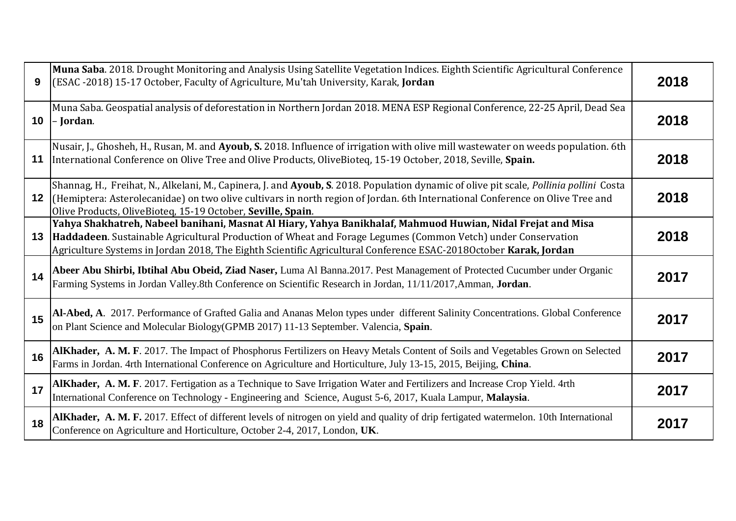| | | |
|---|---|---|
| 9 | **Muna Saba**. 2018. Drought Monitoring and Analysis Using Satellite Vegetation Indices. Eighth Scientific Agricultural Conference (ESAC -2018) 15-17 October, Faculty of Agriculture, Mu'tah University, Karak, **Jordan** | 2018 |
| 10 | Muna Saba. Geospatial analysis of deforestation in Northern Jordan 2018. MENA ESP Regional Conference, 22-25 April, Dead Sea – **Jordan**. | 2018 |
| 11 | Nusair, J., Ghosheh, H., Rusan, M. and **Ayoub, S.** 2018. Influence of irrigation with olive mill wastewater on weeds population. 6th International Conference on Olive Tree and Olive Products, OliveBioteq, 15-19 October, 2018, Seville, **Spain.** | 2018 |
| 12 | Shannag, H., Freihat, N., Alkelani, M., Capinera, J. and **Ayoub, S**. 2018. Population dynamic of olive pit scale, *Pollinia pollini* Costa (Hemiptera: Asterolecanidae) on two olive cultivars in north region of Jordan. 6th International Conference on Olive Tree and Olive Products, OliveBioteq, 15-19 October, **Seville, Spain**. | 2018 |
| 13 | **Yahya Shakhatreh, Nabeel banihani, Masnat Al Hiary, Yahya Banikhalaf, Mahmuod Huwian, Nidal Frejat and Misa Haddadeen**. Sustainable Agricultural Production of Wheat and Forage Legumes (Common Vetch) under Conservation Agriculture Systems in Jordan 2018, The Eighth Scientific Agricultural Conference ESAC-2018October **Karak, Jordan** | 2018 |
| 14 | **Abeer Abu Shirbi, Ibtihal Abu Obeid, Ziad Naser,** Luma Al Banna.2017. Pest Management of Protected Cucumber under Organic Farming Systems in Jordan Valley.8th Conference on Scientific Research in Jordan, 11/11/2017,Amman, **Jordan**. | 2017 |
| 15 | **Al-Abed, A**. 2017. Performance of Grafted Galia and Ananas Melon types under different Salinity Concentrations. Global Conference on Plant Science and Molecular Biology(GPMB 2017) 11-13 September. Valencia, **Spain**. | 2017 |
| 16 | **AlKhader, A. M. F**. 2017. The Impact of Phosphorus Fertilizers on Heavy Metals Content of Soils and Vegetables Grown on Selected Farms in Jordan. 4rth International Conference on Agriculture and Horticulture, July 13-15, 2015, Beijing, **China**. | 2017 |
| 17 | **AlKhader, A. M. F**. 2017. Fertigation as a Technique to Save Irrigation Water and Fertilizers and Increase Crop Yield. 4rth International Conference on Technology - Engineering and Science, August 5-6, 2017, Kuala Lampur, **Malaysia**. | 2017 |
| 18 | **AlKhader, A. M. F.** 2017. Effect of different levels of nitrogen on yield and quality of drip fertigated watermelon. 10th International Conference on Agriculture and Horticulture, October 2-4, 2017, London, **UK**. | 2017 |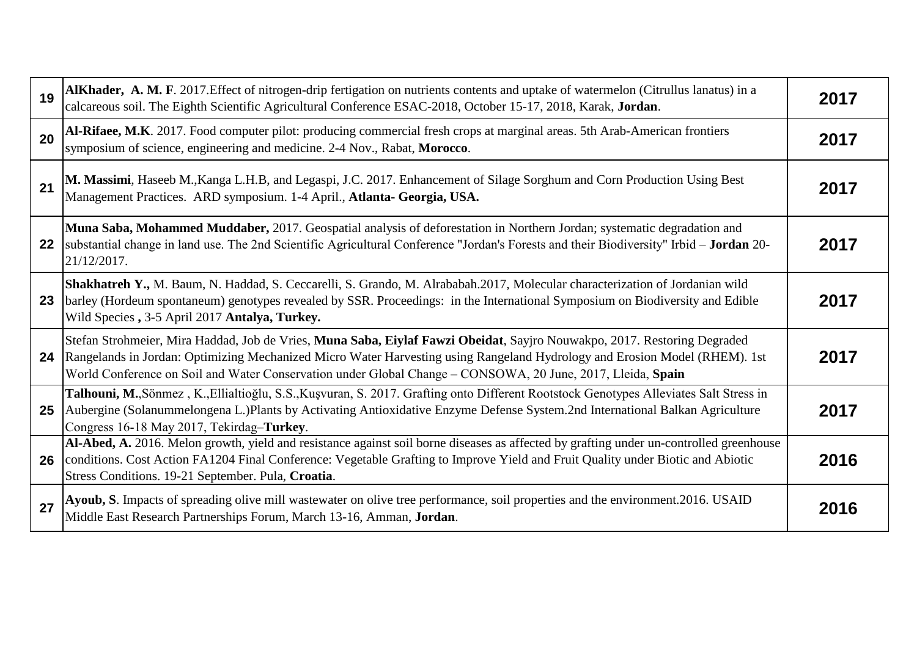| | | |
|---|---|---|
| **19** | **AlKhader, A. M. F**. 2017.Effect of nitrogen-drip fertigation on nutrients contents and uptake of watermelon (Citrullus lanatus) in a calcareous soil. The Eighth Scientific Agricultural Conference ESAC-2018, October 15-17, 2018, Karak, **Jordan**. | **2017** |
| **20** | **Al-Rifaee, M.K**. 2017. Food computer pilot: producing commercial fresh crops at marginal areas. 5th Arab-American frontiers symposium of science, engineering and medicine. 2-4 Nov., Rabat, **Morocco**. | **2017** |
| **21** | **M. Massimi**, Haseeb M.,Kanga L.H.B, and Legaspi, J.C. 2017. Enhancement of Silage Sorghum and Corn Production Using Best Management Practices. ARD symposium. 1-4 April., **Atlanta- Georgia, USA.** | **2017** |
| **22** | **Muna Saba, Mohammed Muddaber,** 2017. Geospatial analysis of deforestation in Northern Jordan; systematic degradation and substantial change in land use. The 2nd Scientific Agricultural Conference "Jordan's Forests and their Biodiversity" Irbid – **Jordan** 20-21/12/2017. | **2017** |
| **23** | **Shakhatreh Y.,** M. Baum, N. Haddad, S. Ceccarelli, S. Grando, M. Alrababah.2017, Molecular characterization of Jordanian wild barley (Hordeum spontaneum) genotypes revealed by SSR. Proceedings: in the International Symposium on Biodiversity and Edible Wild Species **,** 3-5 April 2017 **Antalya, Turkey.** | **2017** |
| **24** | Stefan Strohmeier, Mira Haddad, Job de Vries, **Muna Saba, Eiylaf Fawzi Obeidat**, Sayjro Nouwakpo, 2017. Restoring Degraded Rangelands in Jordan: Optimizing Mechanized Micro Water Harvesting using Rangeland Hydrology and Erosion Model (RHEM). 1st World Conference on Soil and Water Conservation under Global Change – CONSOWA, 20 June, 2017, Lleida, **Spain** | **2017** |
| **25** | **Talhouni, M.**,Sönmez , K.,Ellialtioğlu, S.S.,Kuşvuran, S. 2017. Grafting onto Different Rootstock Genotypes Alleviates Salt Stress in Aubergine (Solanummelongena L.)Plants by Activating Antioxidative Enzyme Defense System.2nd International Balkan Agriculture Congress 16-18 May 2017, Tekirdag–**Turkey**. | **2017** |
| **26** | **Al-Abed, A.** 2016. Melon growth, yield and resistance against soil borne diseases as affected by grafting under un-controlled greenhouse conditions. Cost Action FA1204 Final Conference: Vegetable Grafting to Improve Yield and Fruit Quality under Biotic and Abiotic Stress Conditions. 19-21 September. Pula, **Croatia**. | **2016** |
| **27** | **Ayoub, S**. Impacts of spreading olive mill wastewater on olive tree performance, soil properties and the environment.2016. USAID Middle East Research Partnerships Forum, March 13-16, Amman, **Jordan**. | **2016** |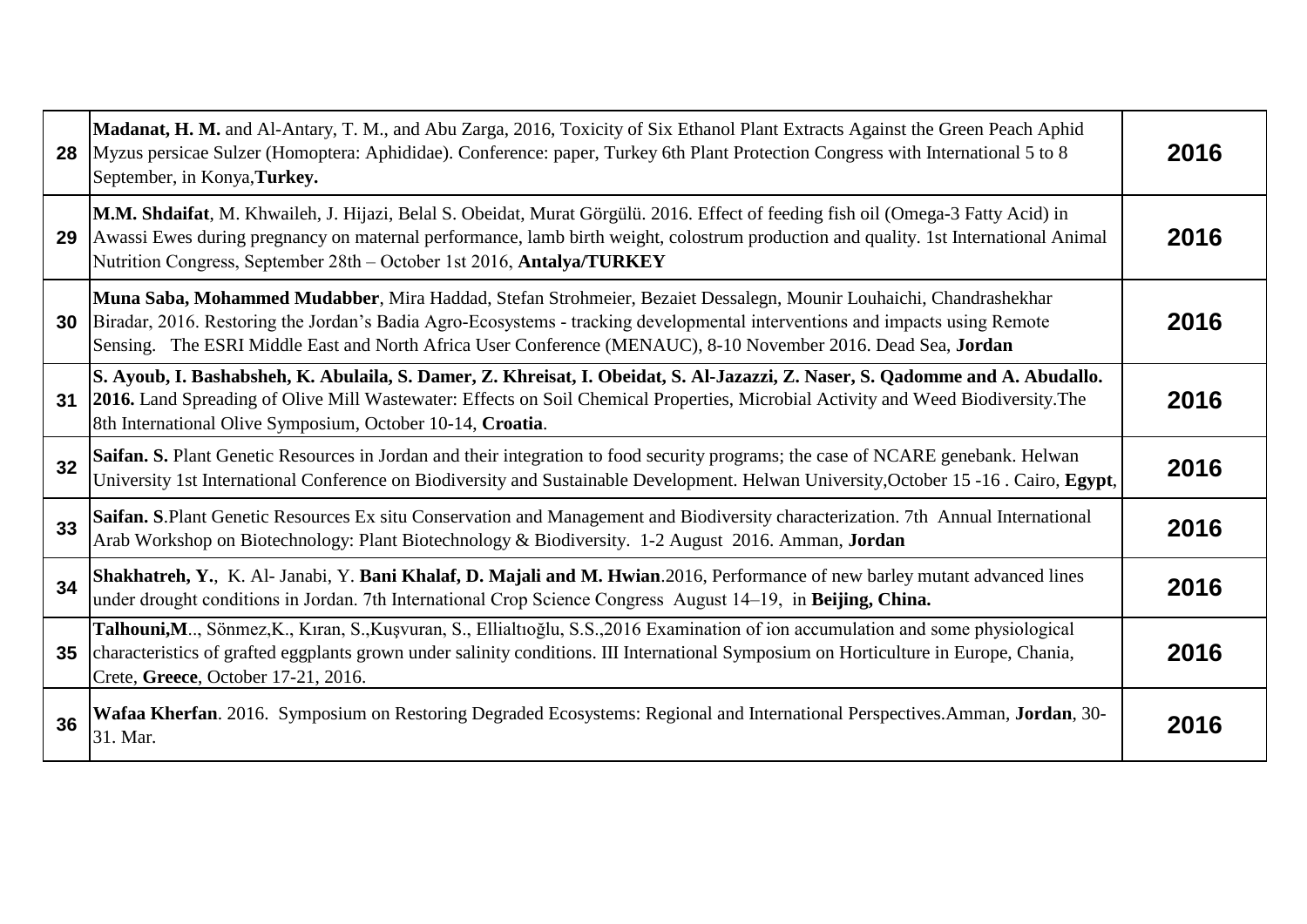| | | |
|---|---|---|
| 28 | **Madanat, H. M.** and Al-Antary, T. M., and Abu Zarga, 2016, Toxicity of Six Ethanol Plant Extracts Against the Green Peach Aphid Myzus persicae Sulzer (Homoptera: Aphididae). Conference: paper, Turkey 6th Plant Protection Congress with International 5 to 8 September, in Konya,**Turkey.** | **2016** |
| 29 | **M.M. Shdaifat**, M. Khwaileh, J. Hijazi, Belal S. Obeidat, Murat Görgülü. 2016. Effect of feeding fish oil (Omega-3 Fatty Acid) in Awassi Ewes during pregnancy on maternal performance, lamb birth weight, colostrum production and quality. 1st International Animal Nutrition Congress, September 28th – October 1st 2016, **Antalya/TURKEY** | **2016** |
| 30 | **Muna Saba, Mohammed Mudabber**, Mira Haddad, Stefan Strohmeier, Bezaiet Dessalegn, Mounir Louhaichi, Chandrashekhar Biradar, 2016. Restoring the Jordan's Badia Agro-Ecosystems - tracking developmental interventions and impacts using Remote Sensing. The ESRI Middle East and North Africa User Conference (MENAUC), 8-10 November 2016. Dead Sea, **Jordan** | **2016** |
| 31 | **S. Ayoub, I. Bashabsheh, K. Abulaila, S. Damer, Z. Khreisat, I. Obeidat, S. Al-Jazazzi, Z. Naser, S. Qadomme and A. Abudallo. 2016.** Land Spreading of Olive Mill Wastewater: Effects on Soil Chemical Properties, Microbial Activity and Weed Biodiversity.The 8th International Olive Symposium, October 10-14, **Croatia**. | **2016** |
| 32 | **Saifan. S.** Plant Genetic Resources in Jordan and their integration to food security programs; the case of NCARE genebank. Helwan University 1st International Conference on Biodiversity and Sustainable Development. Helwan University,October 15 -16 . Cairo, **Egypt**, | **2016** |
| 33 | **Saifan. S**.Plant Genetic Resources Ex situ Conservation and Management and Biodiversity characterization. 7th Annual International Arab Workshop on Biotechnology: Plant Biotechnology & Biodiversity. 1-2 August 2016. Amman, **Jordan** | **2016** |
| 34 | **Shakhatreh, Y.**, K. Al- Janabi, Y. **Bani Khalaf, D. Majali and M. Hwian**.2016, Performance of new barley mutant advanced lines under drought conditions in Jordan. 7th International Crop Science Congress August 14–19, in **Beijing, China.** | **2016** |
| 35 | **Talhouni,M**.., Sönmez,K., Kıran, S.,Kuşvuran, S., Ellialtıoğlu, S.S.,2016 Examination of ion accumulation and some physiological characteristics of grafted eggplants grown under salinity conditions. III International Symposium on Horticulture in Europe, Chania, Crete, **Greece**, October 17-21, 2016. | **2016** |
| 36 | **Wafaa Kherfan**. 2016. Symposium on Restoring Degraded Ecosystems: Regional and International Perspectives.Amman, **Jordan**, 30-31. Mar. | **2016** |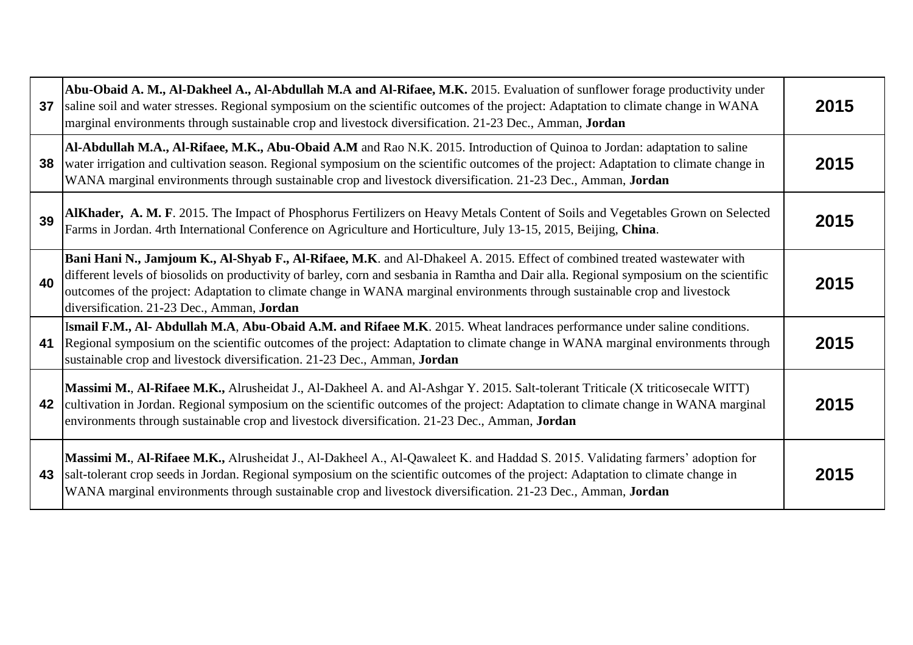| | | |
|---|---|---|
| **37** | **Abu-Obaid A. M., Al-Dakheel A., Al-Abdullah M.A and Al-Rifaee, M.K.** 2015. Evaluation of sunflower forage productivity under saline soil and water stresses. Regional symposium on the scientific outcomes of the project: Adaptation to climate change in WANA marginal environments through sustainable crop and livestock diversification. 21-23 Dec., Amman, **Jordan** | **2015** |
| **38** | **Al-Abdullah M.A., Al-Rifaee, M.K., Abu-Obaid A.M** and Rao N.K. 2015. Introduction of Quinoa to Jordan: adaptation to saline water irrigation and cultivation season. Regional symposium on the scientific outcomes of the project: Adaptation to climate change in WANA marginal environments through sustainable crop and livestock diversification. 21-23 Dec., Amman, **Jordan** | **2015** |
| **39** | **AlKhader, A. M. F**. 2015. The Impact of Phosphorus Fertilizers on Heavy Metals Content of Soils and Vegetables Grown on Selected Farms in Jordan. 4rth International Conference on Agriculture and Horticulture, July 13-15, 2015, Beijing, **China**. | **2015** |
| **40** | **Bani Hani N., Jamjoum K., Al-Shyab F., Al-Rifaee, M.K**. and Al-Dhakeel A. 2015. Effect of combined treated wastewater with different levels of biosolids on productivity of barley, corn and sesbania in Ramtha and Dair alla. Regional symposium on the scientific outcomes of the project: Adaptation to climate change in WANA marginal environments through sustainable crop and livestock diversification. 21-23 Dec., Amman, **Jordan** | **2015** |
| **41** | I**smail F.M., Al- Abdullah M.A**, **Abu-Obaid A.M. and Rifaee M.K**. 2015. Wheat landraces performance under saline conditions. Regional symposium on the scientific outcomes of the project: Adaptation to climate change in WANA marginal environments through sustainable crop and livestock diversification. 21-23 Dec., Amman, **Jordan** | **2015** |
| **42** | **Massimi M.**, **Al-Rifaee M.K.,** Alrusheidat J., Al-Dakheel A. and Al-Ashgar Y. 2015. Salt-tolerant Triticale (X triticosecale WITT) cultivation in Jordan. Regional symposium on the scientific outcomes of the project: Adaptation to climate change in WANA marginal environments through sustainable crop and livestock diversification. 21-23 Dec., Amman, **Jordan** | **2015** |
| **43** | **Massimi M.**, **Al-Rifaee M.K.,** Alrusheidat J., Al-Dakheel A., Al-Qawaleet K. and Haddad S. 2015. Validating farmers' adoption for salt-tolerant crop seeds in Jordan. Regional symposium on the scientific outcomes of the project: Adaptation to climate change in WANA marginal environments through sustainable crop and livestock diversification. 21-23 Dec., Amman, **Jordan** | **2015** |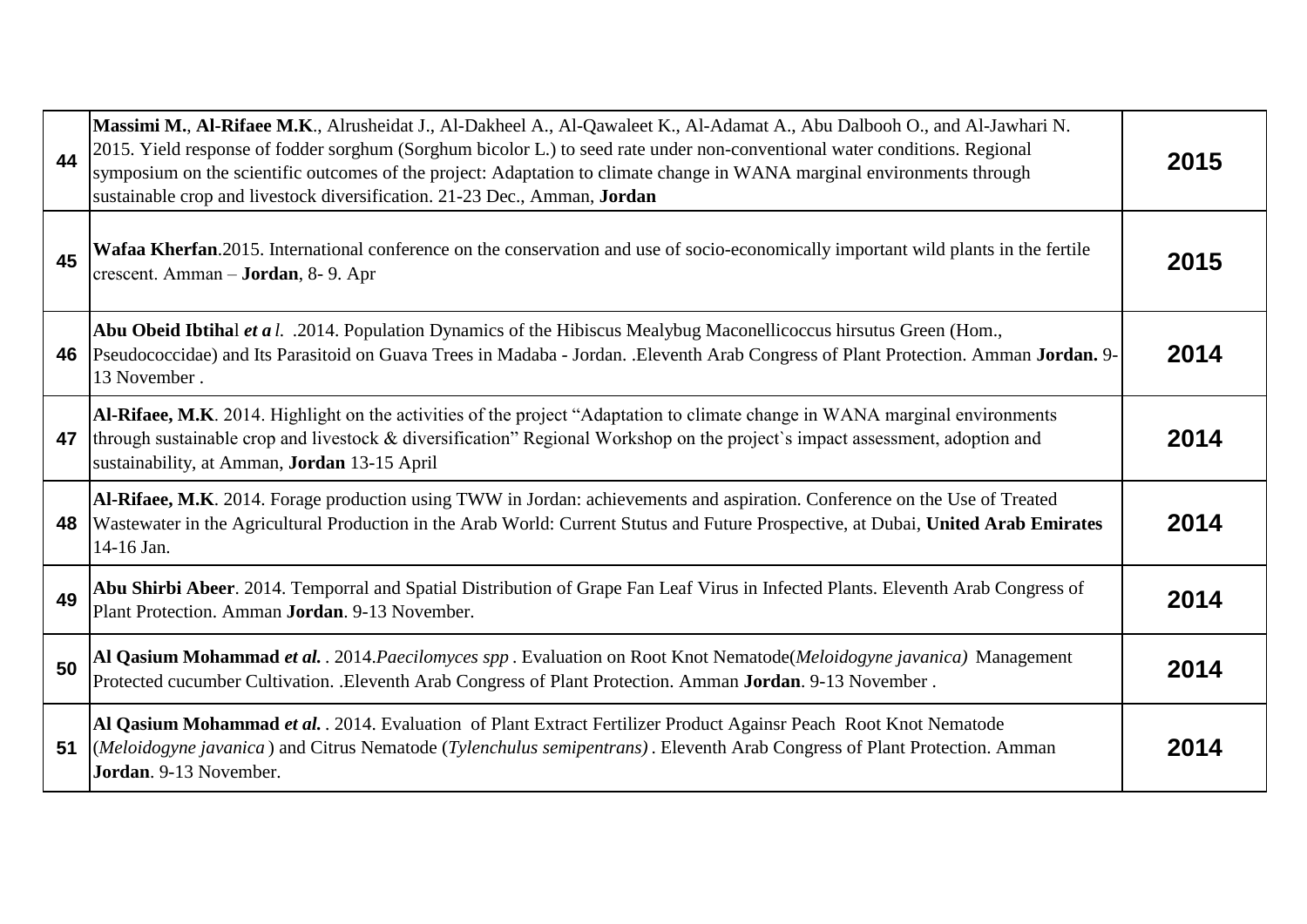| | | |
|---|---|---|
| **44** | **Massimi M.**, **Al-Rifaee M.K**., Alrusheidat J., Al-Dakheel A., Al-Qawaleet K., Al-Adamat A., Abu Dalbooh O., and Al-Jawhari N. 2015. Yield response of fodder sorghum (Sorghum bicolor L.) to seed rate under non-conventional water conditions. Regional symposium on the scientific outcomes of the project: Adaptation to climate change in WANA marginal environments through sustainable crop and livestock diversification. 21-23 Dec., Amman, **Jordan** | **2015** |
| **45** | **Wafaa Kherfan**.2015. International conference on the conservation and use of socio-economically important wild plants in the fertile crescent. Amman – **Jordan**, 8- 9. Apr | **2015** |
| **46** | **Abu Obeid Ibtiha**l ***et a** l.* .2014. Population Dynamics of the Hibiscus Mealybug Maconellicoccus hirsutus Green (Hom., Pseudococcidae) and Its Parasitoid on Guava Trees in Madaba - Jordan. .Eleventh Arab Congress of Plant Protection. Amman **Jordan.** 9-13 November . | **2014** |
| **47** | **Al-Rifaee, M.K**. 2014. Highlight on the activities of the project "Adaptation to climate change in WANA marginal environments through sustainable crop and livestock & diversification" Regional Workshop on the project`s impact assessment, adoption and sustainability, at Amman, **Jordan** 13-15 April | **2014** |
| **48** | **Al-Rifaee, M.K**. 2014. Forage production using TWW in Jordan: achievements and aspiration. Conference on the Use of Treated Wastewater in the Agricultural Production in the Arab World: Current Stutus and Future Prospective, at Dubai, **United Arab Emirates** 14-16 Jan. | **2014** |
| **49** | **Abu Shirbi Abeer**. 2014. Temporral and Spatial Distribution of Grape Fan Leaf Virus in Infected Plants. Eleventh Arab Congress of Plant Protection. Amman **Jordan**. 9-13 November. | **2014** |
| **50** | **Al Qasium Mohammad *et al.*** . 2014.*Paecilomyces spp* . Evaluation on Root Knot Nematode(*Meloidogyne javanica)* Management Protected cucumber Cultivation. .Eleventh Arab Congress of Plant Protection. Amman **Jordan**. 9-13 November . | **2014** |
| **51** | **Al Qasium Mohammad *et al.*** . 2014. Evaluation of Plant Extract Fertilizer Product Againsr Peach Root Knot Nematode (*Meloidogyne javanica* ) and Citrus Nematode (*Tylenchulus semipentrans)* . Eleventh Arab Congress of Plant Protection. Amman **Jordan**. 9-13 November. | **2014** |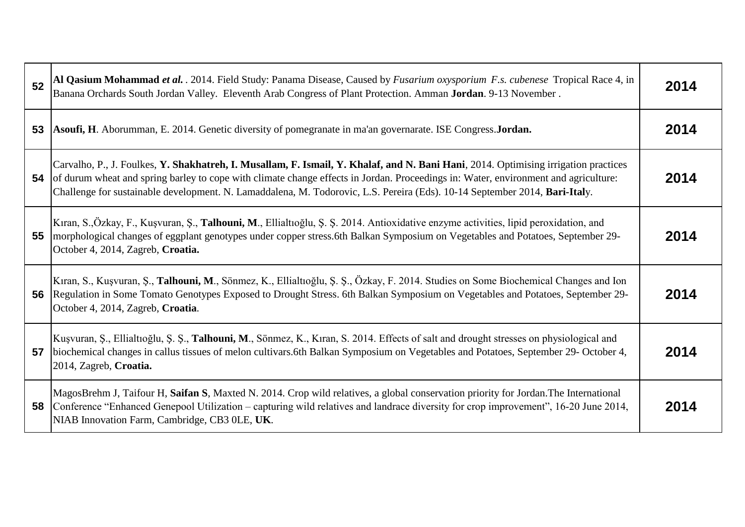| | | |
|---|---|---|
| **52** | **Al Qasium Mohammad *et al.*** . 2014. Field Study: Panama Disease, Caused by *Fusarium oxysporium F.s. cubenese* Tropical Race 4, in Banana Orchards South Jordan Valley. Eleventh Arab Congress of Plant Protection. Amman **Jordan**. 9-13 November . | **2014** |
| **53** | **Asoufi, H**. Aborumman, E. 2014. Genetic diversity of pomegranate in ma'an governarate. ISE Congress.**Jordan.** | **2014** |
| **54** | Carvalho, P., J. Foulkes, **Y. Shakhatreh, I. Musallam, F. Ismail, Y. Khalaf, and N. Bani Hani**, 2014. Optimising irrigation practices of durum wheat and spring barley to cope with climate change effects in Jordan. Proceedings in: Water, environment and agriculture: Challenge for sustainable development. N. Lamaddalena, M. Todorovic, L.S. Pereira (Eds). 10-14 September 2014, **Bari-Ital**y. | **2014** |
| **55** | Kıran, S.,Özkay, F., Kuşvuran, Ş., **Talhouni, M**., Ellialtıoğlu, Ş. Ş. 2014. Antioxidative enzyme activities, lipid peroxidation, and morphological changes of eggplant genotypes under copper stress.6th Balkan Symposium on Vegetables and Potatoes, September 29- October 4, 2014, Zagreb, **Croatia.** | **2014** |
| **56** | Kıran, S., Kuşvuran, Ş., **Talhouni, M**., Sönmez, K., Ellialtıoğlu, Ş. Ş., Özkay, F. 2014. Studies on Some Biochemical Changes and Ion Regulation in Some Tomato Genotypes Exposed to Drought Stress. 6th Balkan Symposium on Vegetables and Potatoes, September 29- October 4, 2014, Zagreb, **Croatia**. | **2014** |
| **57** | Kuşvuran, Ş., Ellialtıoğlu, Ş. Ş., **Talhouni, M**., Sönmez, K., Kıran, S. 2014. Effects of salt and drought stresses on physiological and biochemical changes in callus tissues of melon cultivars.6th Balkan Symposium on Vegetables and Potatoes, September 29- October 4, 2014, Zagreb, **Croatia.** | **2014** |
| **58** | MagosBrehm J, Taifour H, **Saifan S**, Maxted N. 2014. Crop wild relatives, a global conservation priority for Jordan.The International Conference "Enhanced Genepool Utilization – capturing wild relatives and landrace diversity for crop improvement", 16-20 June 2014, NIAB Innovation Farm, Cambridge, CB3 0LE, **UK**. | **2014** |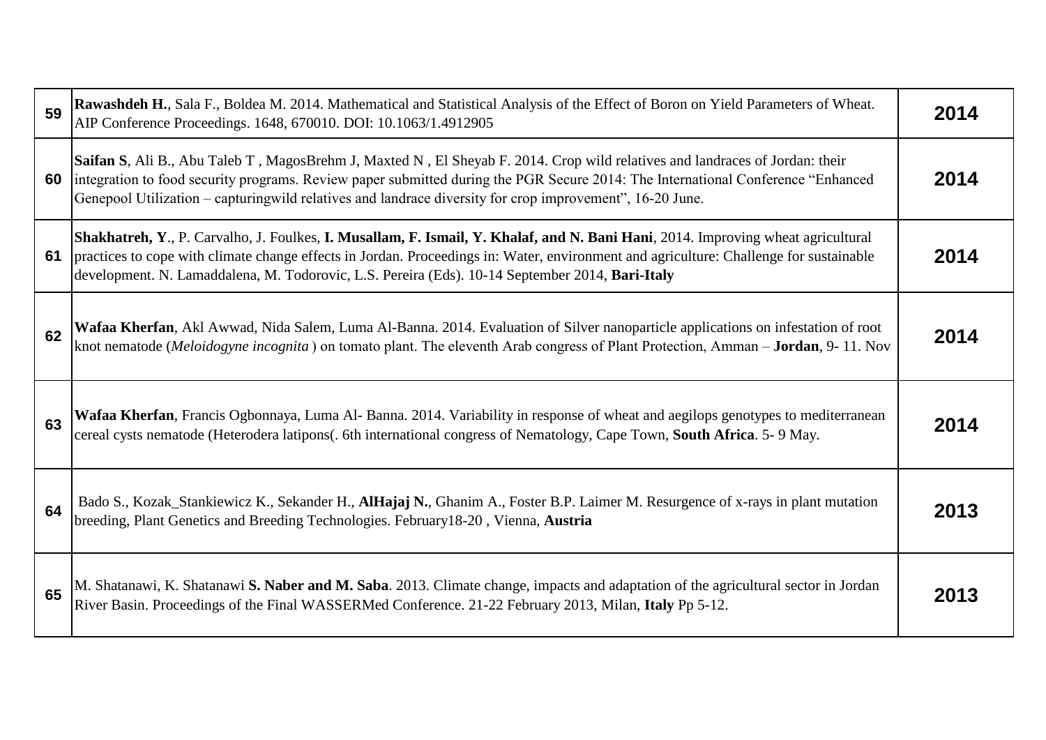| | | |
|---|---|---|
| 59 | **Rawashdeh H.**, Sala F., Boldea M. 2014. Mathematical and Statistical Analysis of the Effect of Boron on Yield Parameters of Wheat. AIP Conference Proceedings. 1648, 670010. DOI: 10.1063/1.4912905 | **2014** |
| 60 | **Saifan S**, Ali B., Abu Taleb T , MagosBrehm J, Maxted N , El Sheyab F. 2014. Crop wild relatives and landraces of Jordan: their integration to food security programs. Review paper submitted during the PGR Secure 2014: The International Conference "Enhanced Genepool Utilization – capturingwild relatives and landrace diversity for crop improvement", 16-20 June. | **2014** |
| 61 | **Shakhatreh, Y**., P. Carvalho, J. Foulkes, **I. Musallam, F. Ismail, Y. Khalaf, and N. Bani Hani**, 2014. Improving wheat agricultural practices to cope with climate change effects in Jordan. Proceedings in: Water, environment and agriculture: Challenge for sustainable development. N. Lamaddalena, M. Todorovic, L.S. Pereira (Eds). 10-14 September 2014, **Bari-Italy** | **2014** |
| 62 | **Wafaa Kherfan**, Akl Awwad, Nida Salem, Luma Al-Banna. 2014. Evaluation of Silver nanoparticle applications on infestation of root knot nematode (*Meloidogyne incognita* ) on tomato plant. The eleventh Arab congress of Plant Protection, Amman – **Jordan**, 9- 11. Nov | **2014** |
| 63 | **Wafaa Kherfan**, Francis Ogbonnaya, Luma Al- Banna. 2014. Variability in response of wheat and aegilops genotypes to mediterranean cereal cysts nematode (Heterodera latipons(. 6th international congress of Nematology, Cape Town, **South Africa**. 5- 9 May. | **2014** |
| 64 | Bado S., Kozak_Stankiewicz K., Sekander H., **AlHajaj N.**, Ghanim A., Foster B.P. Laimer M. Resurgence of x-rays in plant mutation breeding, Plant Genetics and Breeding Technologies. February18-20 , Vienna, **Austria** | **2013** |
| 65 | M. Shatanawi, K. Shatanawi **S. Naber and M. Saba**. 2013. Climate change, impacts and adaptation of the agricultural sector in Jordan River Basin. Proceedings of the Final WASSERMed Conference. 21-22 February 2013, Milan, **Italy** Pp 5-12. | **2013** |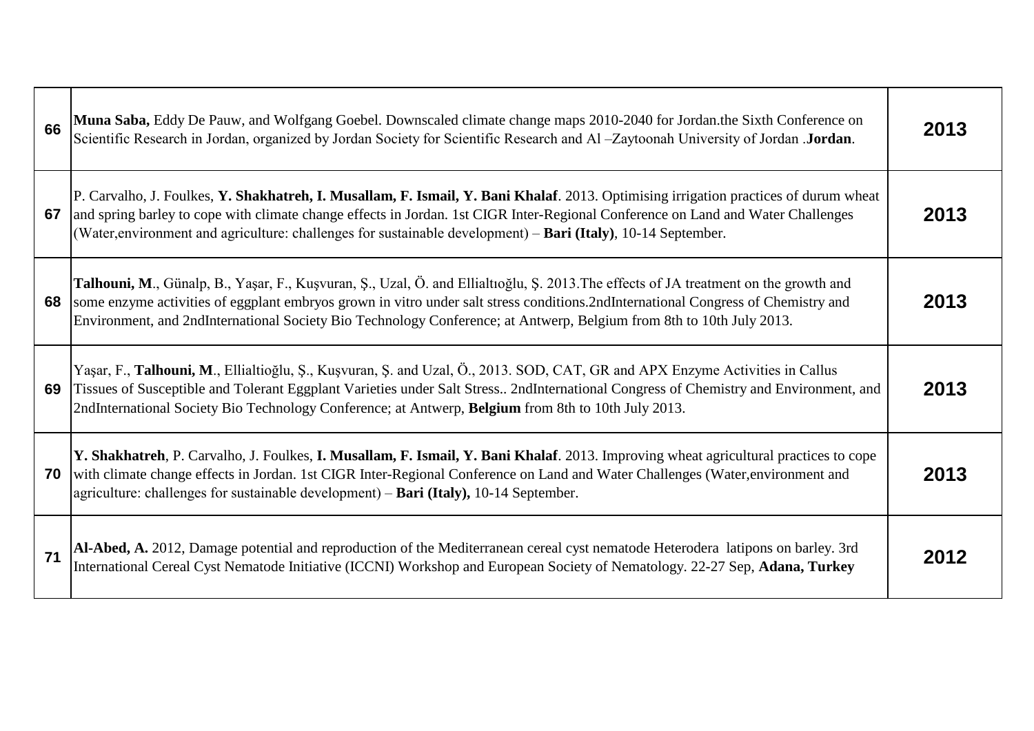| | | |
|---|---|---|
| 66 | **Muna Saba,** Eddy De Pauw, and Wolfgang Goebel. Downscaled climate change maps 2010-2040 for Jordan.the Sixth Conference on Scientific Research in Jordan, organized by Jordan Society for Scientific Research and Al –Zaytoonah University of Jordan .**Jordan**. | 2013 |
| 67 | P. Carvalho, J. Foulkes, **Y. Shakhatreh, I. Musallam, F. Ismail, Y. Bani Khalaf**. 2013. Optimising irrigation practices of durum wheat and spring barley to cope with climate change effects in Jordan. 1st CIGR Inter-Regional Conference on Land and Water Challenges (Water,environment and agriculture: challenges for sustainable development) – **Bari (Italy)**, 10-14 September. | 2013 |
| 68 | **Talhouni, M**., Günalp, B., Yaşar, F., Kuşvuran, Ş., Uzal, Ö. and Ellialtıoğlu, Ş. 2013.The effects of JA treatment on the growth and some enzyme activities of eggplant embryos grown in vitro under salt stress conditions.2ndInternational Congress of Chemistry and Environment, and 2ndInternational Society Bio Technology Conference; at Antwerp, Belgium from 8th to 10th July 2013. | 2013 |
| 69 | Yaşar, F., **Talhouni, M**., Ellialtioğlu, Ş., Kuşvuran, Ş. and Uzal, Ö., 2013. SOD, CAT, GR and APX Enzyme Activities in Callus Tissues of Susceptible and Tolerant Eggplant Varieties under Salt Stress.. 2ndInternational Congress of Chemistry and Environment, and 2ndInternational Society Bio Technology Conference; at Antwerp, **Belgium** from 8th to 10th July 2013. | 2013 |
| 70 | **Y. Shakhatreh**, P. Carvalho, J. Foulkes, **I. Musallam, F. Ismail, Y. Bani Khalaf**. 2013. Improving wheat agricultural practices to cope with climate change effects in Jordan. 1st CIGR Inter-Regional Conference on Land and Water Challenges (Water,environment and agriculture: challenges for sustainable development) – **Bari (Italy),** 10-14 September. | 2013 |
| 71 | **Al-Abed, A.** 2012, Damage potential and reproduction of the Mediterranean cereal cyst nematode Heterodera latipons on barley. 3rd International Cereal Cyst Nematode Initiative (ICCNI) Workshop and European Society of Nematology. 22-27 Sep, **Adana, Turkey** | 2012 |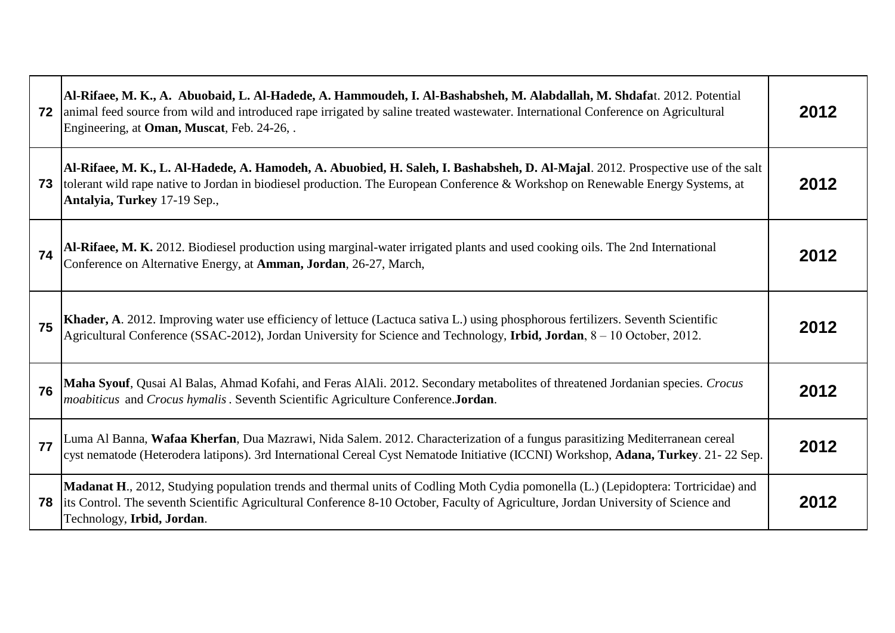| | | |
|---|---|---|
| 72 | **Al-Rifaee, M. K., A. Abuobaid, L. Al-Hadede, A. Hammoudeh, I. Al-Bashabsheh, M. Alabdallah, M. Shdafa**t. 2012. Potential animal feed source from wild and introduced rape irrigated by saline treated wastewater. International Conference on Agricultural Engineering, at **Oman, Muscat**, Feb. 24-26, . | 2012 |
| 73 | **Al-Rifaee, M. K., L. Al-Hadede, A. Hamodeh, A. Abuobied, H. Saleh, I. Bashabsheh, D. Al-Majal**. 2012. Prospective use of the salt tolerant wild rape native to Jordan in biodiesel production. The European Conference & Workshop on Renewable Energy Systems, at **Antalyia, Turkey** 17-19 Sep., | 2012 |
| 74 | **Al-Rifaee, M. K.** 2012. Biodiesel production using marginal-water irrigated plants and used cooking oils. The 2nd International Conference on Alternative Energy, at **Amman, Jordan**, 26-27, March, | 2012 |
| 75 | **Khader, A**. 2012. Improving water use efficiency of lettuce (Lactuca sativa L.) using phosphorous fertilizers. Seventh Scientific Agricultural Conference (SSAC-2012), Jordan University for Science and Technology, **Irbid, Jordan**, 8 – 10 October, 2012. | 2012 |
| 76 | **Maha Syouf**, Qusai Al Balas, Ahmad Kofahi, and Feras AlAli. 2012. Secondary metabolites of threatened Jordanian species. *Crocus moabiticus* and *Crocus hymalis* . Seventh Scientific Agriculture Conference.**Jordan**. | 2012 |
| 77 | Luma Al Banna, **Wafaa Kherfan**, Dua Mazrawi, Nida Salem. 2012. Characterization of a fungus parasitizing Mediterranean cereal cyst nematode (Heterodera latipons). 3rd International Cereal Cyst Nematode Initiative (ICCNI) Workshop, **Adana, Turkey**. 21- 22 Sep. | 2012 |
| 78 | **Madanat H**., 2012, Studying population trends and thermal units of Codling Moth Cydia pomonella (L.) (Lepidoptera: Tortricidae) and its Control. The seventh Scientific Agricultural Conference 8-10 October, Faculty of Agriculture, Jordan University of Science and Technology, **Irbid, Jordan**. | 2012 |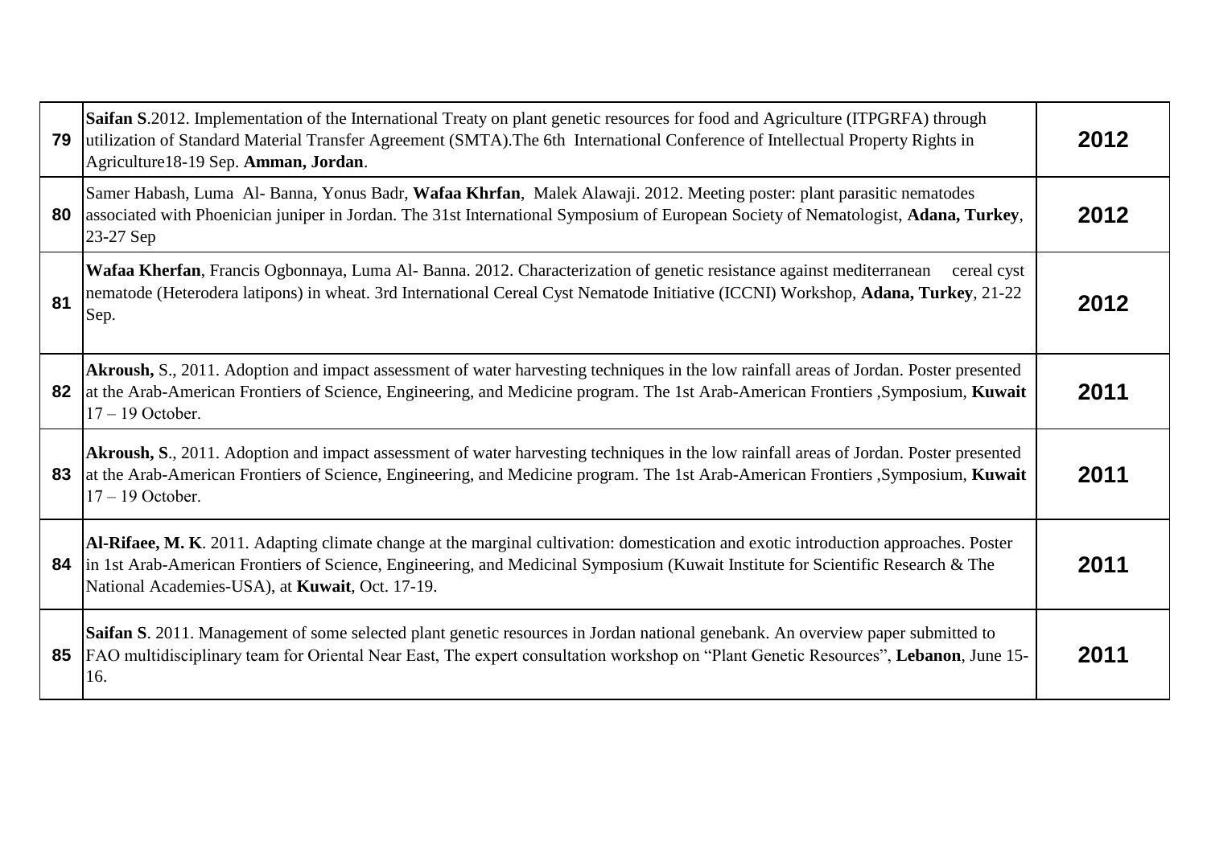| | | |
|---|---|---|
| 79 | **Saifan S**.2012. Implementation of the International Treaty on plant genetic resources for food and Agriculture (ITPGRFA) through utilization of Standard Material Transfer Agreement (SMTA).The 6th International Conference of Intellectual Property Rights in Agriculture18-19 Sep. **Amman, Jordan**. | 2012 |
| 80 | Samer Habash, Luma Al- Banna, Yonus Badr, **Wafaa Khrfan**, Malek Alawaji. 2012. Meeting poster: plant parasitic nematodes associated with Phoenician juniper in Jordan. The 31st International Symposium of European Society of Nematologist, **Adana, Turkey**, 23-27 Sep | 2012 |
| 81 | **Wafaa Kherfan**, Francis Ogbonnaya, Luma Al- Banna. 2012. Characterization of genetic resistance against mediterranean cereal cyst nematode (Heterodera latipons) in wheat. 3rd International Cereal Cyst Nematode Initiative (ICCNI) Workshop, **Adana, Turkey**, 21-22 Sep. | 2012 |
| 82 | **Akroush,** S., 2011. Adoption and impact assessment of water harvesting techniques in the low rainfall areas of Jordan. Poster presented at the Arab-American Frontiers of Science, Engineering, and Medicine program. The 1st Arab-American Frontiers ,Symposium, **Kuwait** 17 – 19 October. | 2011 |
| 83 | **Akroush, S**., 2011. Adoption and impact assessment of water harvesting techniques in the low rainfall areas of Jordan. Poster presented at the Arab-American Frontiers of Science, Engineering, and Medicine program. The 1st Arab-American Frontiers ,Symposium, **Kuwait** 17 – 19 October. | 2011 |
| 84 | **Al-Rifaee, M. K**. 2011. Adapting climate change at the marginal cultivation: domestication and exotic introduction approaches. Poster in 1st Arab-American Frontiers of Science, Engineering, and Medicinal Symposium (Kuwait Institute for Scientific Research & The National Academies-USA), at **Kuwait**, Oct. 17-19. | 2011 |
| 85 | **Saifan S**. 2011. Management of some selected plant genetic resources in Jordan national genebank. An overview paper submitted to FAO multidisciplinary team for Oriental Near East, The expert consultation workshop on "Plant Genetic Resources", **Lebanon**, June 15-16. | 2011 |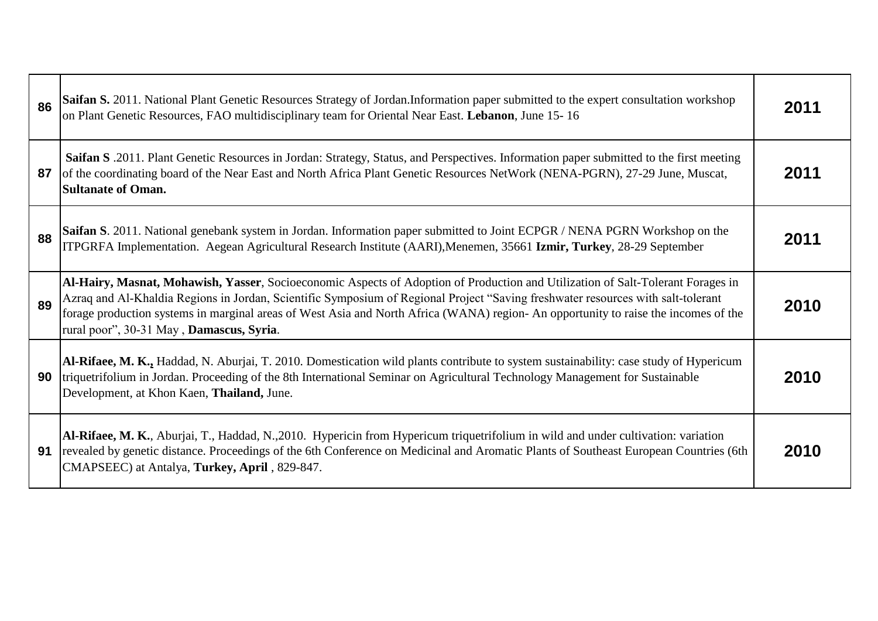| | | |
|---|---|---|
| **86** | **Saifan S.** 2011. National Plant Genetic Resources Strategy of Jordan.Information paper submitted to the expert consultation workshop on Plant Genetic Resources, FAO multidisciplinary team for Oriental Near East. **Lebanon**, June 15- 16 | **2011** |
| **87** | **Saifan S** .2011. Plant Genetic Resources in Jordan: Strategy, Status, and Perspectives. Information paper submitted to the first meeting of the coordinating board of the Near East and North Africa Plant Genetic Resources NetWork (NENA-PGRN), 27-29 June, Muscat, **Sultanate of Oman.** | **2011** |
| **88** | **Saifan S**. 2011. National genebank system in Jordan. Information paper submitted to Joint ECPGR / NENA PGRN Workshop on the ITPGRFA Implementation. Aegean Agricultural Research Institute (AARI),Menemen, 35661 **Izmir, Turkey**, 28-29 September | **2011** |
| **89** | **Al-Hairy, Masnat, Mohawish, Yasser**, Socioeconomic Aspects of Adoption of Production and Utilization of Salt-Tolerant Forages in Azraq and Al-Khaldia Regions in Jordan, Scientific Symposium of Regional Project "Saving freshwater resources with salt-tolerant forage production systems in marginal areas of West Asia and North Africa (WANA) region- An opportunity to raise the incomes of the rural poor", 30-31 May , **Damascus, Syria**. | **2010** |
| **90** | **Al-Rifaee, M. K.,** Haddad, N. Aburjai, T. 2010. Domestication wild plants contribute to system sustainability: case study of Hypericum triquetrifolium in Jordan. Proceeding of the 8th International Seminar on Agricultural Technology Management for Sustainable Development, at Khon Kaen, **Thailand,** June. | **2010** |
| **91** | **Al-Rifaee, M. K.**, Aburjai, T., Haddad, N.,2010. Hypericin from Hypericum triquetrifolium in wild and under cultivation: variation revealed by genetic distance. Proceedings of the 6th Conference on Medicinal and Aromatic Plants of Southeast European Countries (6th CMAPSEEC) at Antalya, **Turkey, April** , 829-847. | **2010** |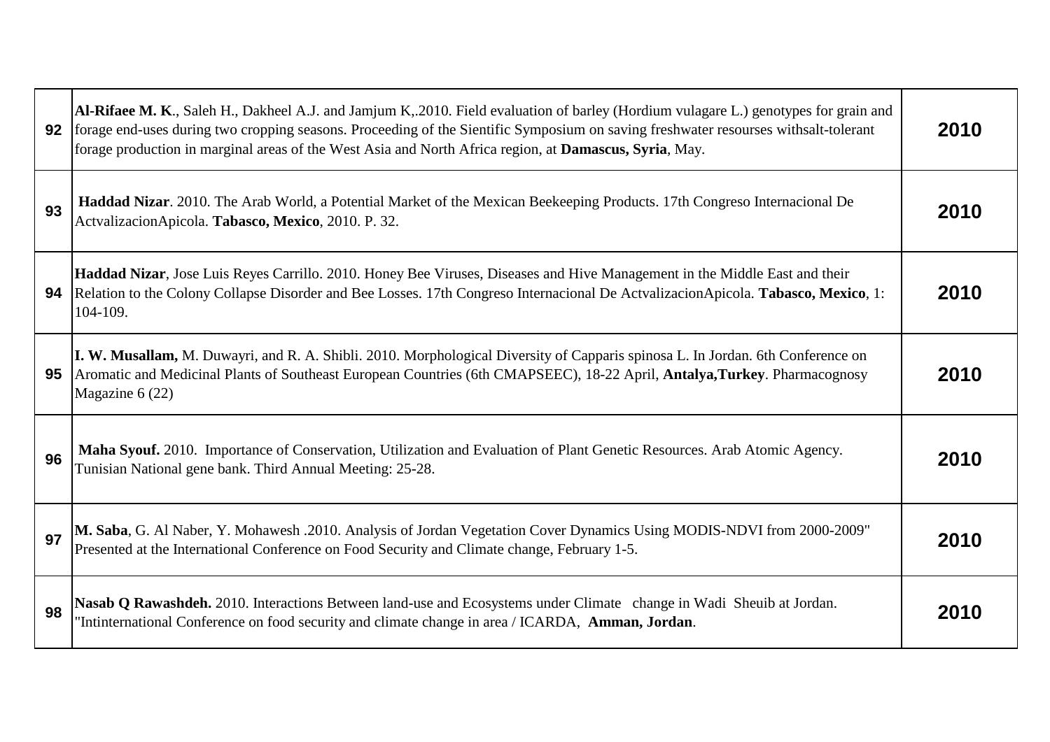| | | |
|---|---|---|
| **92** | **Al-Rifaee M. K**., Saleh H., Dakheel A.J. and Jamjum K,.2010. Field evaluation of barley (Hordium vulagare L.) genotypes for grain and forage end-uses during two cropping seasons. Proceeding of the Sientific Symposium on saving freshwater resourses withsalt-tolerant forage production in marginal areas of the West Asia and North Africa region, at **Damascus, Syria**, May. | **2010** |
| **93** | **Haddad Nizar**. 2010. The Arab World, a Potential Market of the Mexican Beekeeping Products. 17th Congreso Internacional De ActvalizacionApicola. **Tabasco, Mexico**, 2010. P. 32. | **2010** |
| **94** | **Haddad Nizar**, Jose Luis Reyes Carrillo. 2010. Honey Bee Viruses, Diseases and Hive Management in the Middle East and their Relation to the Colony Collapse Disorder and Bee Losses. 17th Congreso Internacional De ActvalizacionApicola. **Tabasco, Mexico**, 1: 104-109. | **2010** |
| **95** | **I. W. Musallam,** M. Duwayri, and R. A. Shibli. 2010. Morphological Diversity of Capparis spinosa L. In Jordan. 6th Conference on Aromatic and Medicinal Plants of Southeast European Countries (6th CMAPSEEC), 18-22 April, **Antalya,Turkey**. Pharmacognosy Magazine 6 (22) | **2010** |
| **96** | **Maha Syouf.** 2010. Importance of Conservation, Utilization and Evaluation of Plant Genetic Resources. Arab Atomic Agency. Tunisian National gene bank. Third Annual Meeting: 25-28. | **2010** |
| **97** | **M. Saba**, G. Al Naber, Y. Mohawesh .2010. Analysis of Jordan Vegetation Cover Dynamics Using MODIS-NDVI from 2000-2009" Presented at the International Conference on Food Security and Climate change, February 1-5. | **2010** |
| **98** | **Nasab Q Rawashdeh.** 2010. Interactions Between land-use and Ecosystems under Climate change in Wadi Sheuib at Jordan. "Intinternational Conference on food security and climate change in area / ICARDA, **Amman, Jordan**. | **2010** |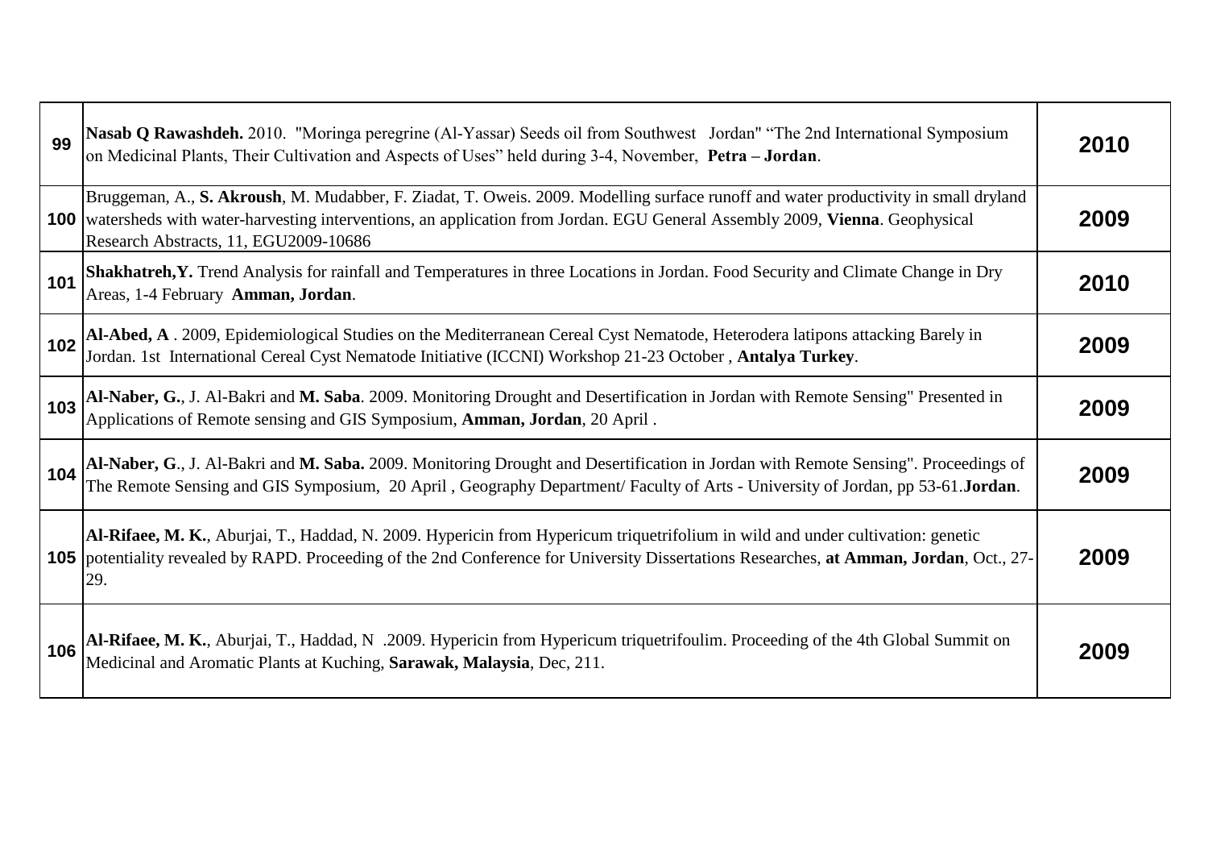| | | |
|---|---|---|
| **99** | **Nasab Q Rawashdeh.** 2010. "Moringa peregrine (Al-Yassar) Seeds oil from Southwest Jordan" "The 2nd International Symposium on Medicinal Plants, Their Cultivation and Aspects of Uses" held during 3-4, November, **Petra – Jordan**. | **2010** |
| **100** | Bruggeman, A., **S. Akroush**, M. Mudabber, F. Ziadat, T. Oweis. 2009. Modelling surface runoff and water productivity in small dryland watersheds with water-harvesting interventions, an application from Jordan. EGU General Assembly 2009, **Vienna**. Geophysical Research Abstracts, 11, EGU2009-10686 | **2009** |
| **101** | **Shakhatreh,Y.** Trend Analysis for rainfall and Temperatures in three Locations in Jordan. Food Security and Climate Change in Dry Areas, 1-4 February **Amman, Jordan**. | **2010** |
| **102** | **Al-Abed, A** . 2009, Epidemiological Studies on the Mediterranean Cereal Cyst Nematode, Heterodera latipons attacking Barely in Jordan. 1st International Cereal Cyst Nematode Initiative (ICCNI) Workshop 21-23 October , **Antalya Turkey**. | **2009** |
| **103** | **Al-Naber, G.**, J. Al-Bakri and **M. Saba**. 2009. Monitoring Drought and Desertification in Jordan with Remote Sensing" Presented in Applications of Remote sensing and GIS Symposium, **Amman, Jordan**, 20 April . | **2009** |
| **104** | **Al-Naber, G**., J. Al-Bakri and **M. Saba.** 2009. Monitoring Drought and Desertification in Jordan with Remote Sensing". Proceedings of The Remote Sensing and GIS Symposium, 20 April , Geography Department/ Faculty of Arts - University of Jordan, pp 53-61.**Jordan**. | **2009** |
| **105** | **Al-Rifaee, M. K.**, Aburjai, T., Haddad, N. 2009. Hypericin from Hypericum triquetrifolium in wild and under cultivation: genetic potentiality revealed by RAPD. Proceeding of the 2nd Conference for University Dissertations Researches, **at Amman, Jordan**, Oct., 27-29. | **2009** |
| **106** | **Al-Rifaee, M. K.**, Aburjai, T., Haddad, N .2009. Hypericin from Hypericum triquetrifoulim. Proceeding of the 4th Global Summit on Medicinal and Aromatic Plants at Kuching, **Sarawak, Malaysia**, Dec, 211. | **2009** |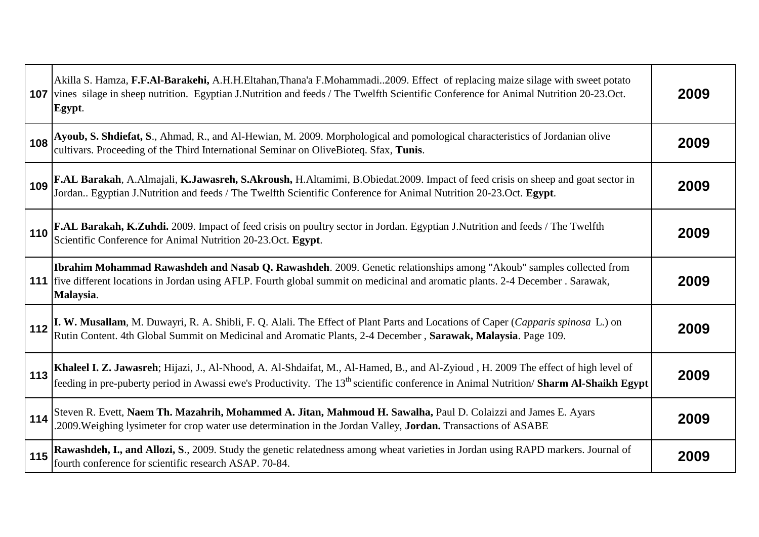| | | |
|---|---|---|
| 107 | Akilla S. Hamza, **F.F.Al-Barakehi,** A.H.H.Eltahan,Thana'a F.Mohammadi..2009. Effect of replacing maize silage with sweet potato vines silage in sheep nutrition. Egyptian J.Nutrition and feeds / The Twelfth Scientific Conference for Animal Nutrition 20-23.Oct. **Egypt**. | **2009** |
| 108 | **Ayoub, S. Shdiefat, S**., Ahmad, R., and Al-Hewian, M. 2009. Morphological and pomological characteristics of Jordanian olive cultivars. Proceeding of the Third International Seminar on OliveBioteq. Sfax, **Tunis**. | **2009** |
| 109 | **F.AL Barakah**, A.Almajali, **K.Jawasreh, S.Akroush,** H.Altamimi, B.Obiedat.2009. Impact of feed crisis on sheep and goat sector in Jordan.. Egyptian J.Nutrition and feeds / The Twelfth Scientific Conference for Animal Nutrition 20-23.Oct. **Egypt**. | **2009** |
| 110 | **F.AL Barakah, K.Zuhdi.** 2009. Impact of feed crisis on poultry sector in Jordan. Egyptian J.Nutrition and feeds / The Twelfth Scientific Conference for Animal Nutrition 20-23.Oct. **Egypt**. | **2009** |
| 111 | **Ibrahim Mohammad Rawashdeh and Nasab Q. Rawashdeh**. 2009. Genetic relationships among "Akoub" samples collected from five different locations in Jordan using AFLP. Fourth global summit on medicinal and aromatic plants. 2-4 December . Sarawak, **Malaysia**. | **2009** |
| 112 | **I. W. Musallam**, M. Duwayri, R. A. Shibli, F. Q. Alali. The Effect of Plant Parts and Locations of Caper (*Capparis spinosa* L.) on Rutin Content. 4th Global Summit on Medicinal and Aromatic Plants, 2-4 December , **Sarawak, Malaysia**. Page 109. | **2009** |
| 113 | **Khaleel I. Z. Jawasreh**; Hijazi, J., Al-Nhood, A. Al-Shdaifat, M., Al-Hamed, B., and Al-Zyioud , H. 2009 The effect of high level of feeding in pre-puberty period in Awassi ewe's Productivity. The 13th scientific conference in Animal Nutrition/ **Sharm Al-Shaikh Egypt** | **2009** |
| 114 | Steven R. Evett, **Naem Th. Mazahrih, Mohammed A. Jitan, Mahmoud H. Sawalha,** Paul D. Colaizzi and James E. Ayars .2009.Weighing lysimeter for crop water use determination in the Jordan Valley, **Jordan.** Transactions of ASABE | **2009** |
| 115 | **Rawashdeh, I., and Allozi, S**., 2009. Study the genetic relatedness among wheat varieties in Jordan using RAPD markers. Journal of fourth conference for scientific research ASAP. 70-84. | **2009** |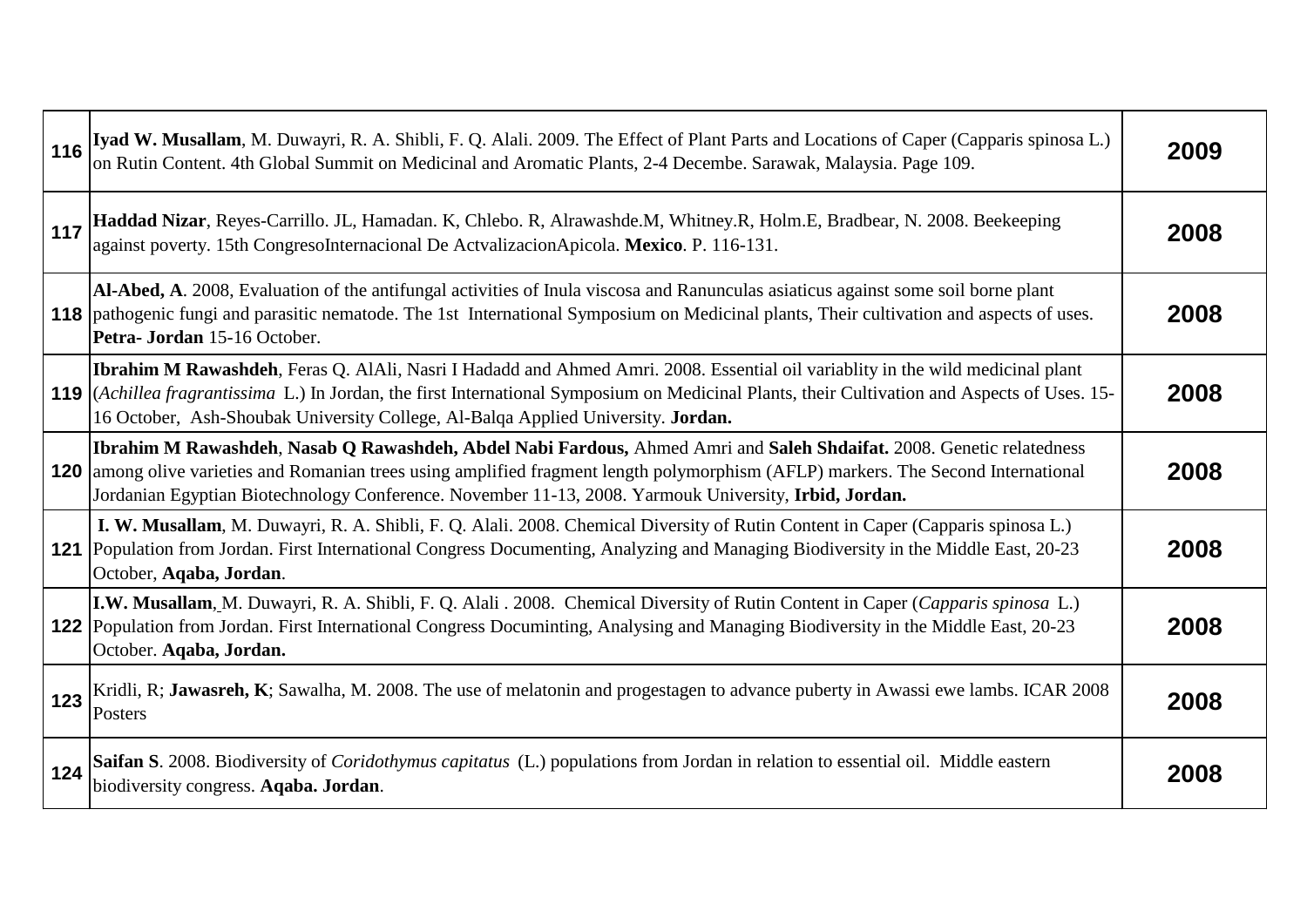| | | |
|---|---|---|
| 116 | **Iyad W. Musallam**, M. Duwayri, R. A. Shibli, F. Q. Alali. 2009. The Effect of Plant Parts and Locations of Caper (Capparis spinosa L.) on Rutin Content. 4th Global Summit on Medicinal and Aromatic Plants, 2-4 Decembe. Sarawak, Malaysia. Page 109. | **2009** |
| 117 | **Haddad Nizar**, Reyes-Carrillo. JL, Hamadan. K, Chlebo. R, Alrawashde.M, Whitney.R, Holm.E, Bradbear, N. 2008. Beekeeping against poverty. 15th CongresoInternacional De ActvalizacionApicola. **Mexico**. P. 116-131. | **2008** |
| 118 | **Al-Abed, A**. 2008, Evaluation of the antifungal activities of Inula viscosa and Ranunculas asiaticus against some soil borne plant pathogenic fungi and parasitic nematode. The 1st International Symposium on Medicinal plants, Their cultivation and aspects of uses. **Petra- Jordan** 15-16 October. | **2008** |
| 119 | **Ibrahim M Rawashdeh**, Feras Q. AlAli, Nasri I Hadadd and Ahmed Amri. 2008. Essential oil variablity in the wild medicinal plant (*Achillea fragrantissima* L.) In Jordan, the first International Symposium on Medicinal Plants, their Cultivation and Aspects of Uses. 15-16 October, Ash-Shoubak University College, Al-Balqa Applied University. **Jordan.** | **2008** |
| 120 | **Ibrahim M Rawashdeh**, **Nasab Q Rawashdeh, Abdel Nabi Fardous,** Ahmed Amri and **Saleh Shdaifat.** 2008. Genetic relatedness among olive varieties and Romanian trees using amplified fragment length polymorphism (AFLP) markers. The Second International Jordanian Egyptian Biotechnology Conference. November 11-13, 2008. Yarmouk University, **Irbid, Jordan.** | **2008** |
| 121 | **I. W. Musallam**, M. Duwayri, R. A. Shibli, F. Q. Alali. 2008. Chemical Diversity of Rutin Content in Caper (Capparis spinosa L.) Population from Jordan. First International Congress Documenting, Analyzing and Managing Biodiversity in the Middle East, 20-23 October, **Aqaba, Jordan**. | **2008** |
| 122 | **I.W. Musallam**, M. Duwayri, R. A. Shibli, F. Q. Alali . 2008. Chemical Diversity of Rutin Content in Caper (*Capparis spinosa* L.) Population from Jordan. First International Congress Documinting, Analysing and Managing Biodiversity in the Middle East, 20-23 October. **Aqaba, Jordan.** | **2008** |
| 123 | Kridli, R; **Jawasreh, K**; Sawalha, M. 2008. The use of melatonin and progestagen to advance puberty in Awassi ewe lambs. ICAR 2008 Posters | **2008** |
| 124 | **Saifan S**. 2008. Biodiversity of *Coridothymus capitatus* (L.) populations from Jordan in relation to essential oil. Middle eastern biodiversity congress. **Aqaba. Jordan**. | **2008** |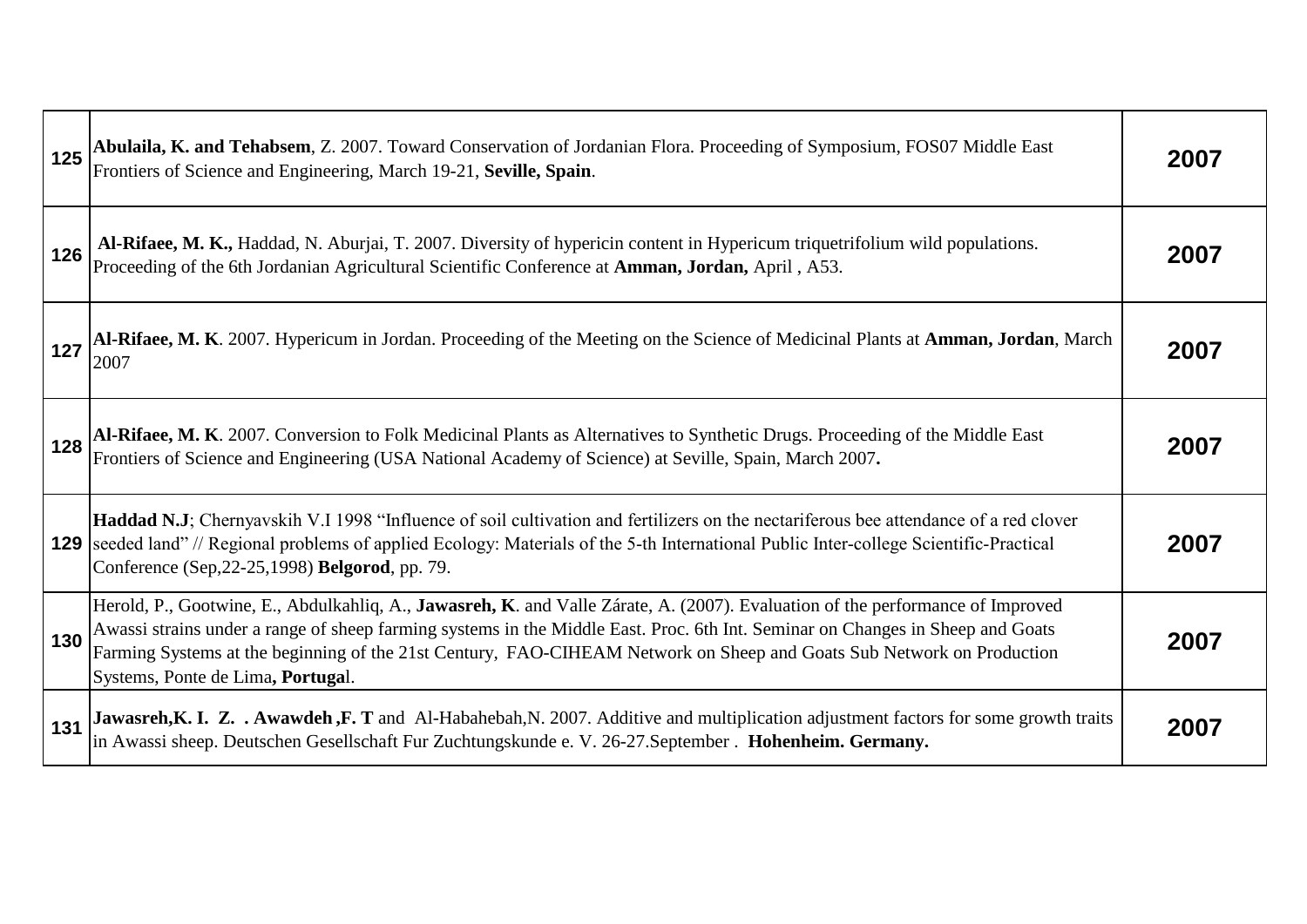| | | |
|---|---|---|
| 125 | **Abulaila, K. and Tehabsem**, Z. 2007. Toward Conservation of Jordanian Flora. Proceeding of Symposium, FOS07 Middle East Frontiers of Science and Engineering, March 19-21, **Seville, Spain**. | 2007 |
| 126 | **Al-Rifaee, M. K.,** Haddad, N. Aburjai, T. 2007. Diversity of hypericin content in Hypericum triquetrifolium wild populations. Proceeding of the 6th Jordanian Agricultural Scientific Conference at **Amman, Jordan,** April , A53. | 2007 |
| 127 | **Al-Rifaee, M. K**. 2007. Hypericum in Jordan. Proceeding of the Meeting on the Science of Medicinal Plants at **Amman, Jordan**, March 2007 | 2007 |
| 128 | **Al-Rifaee, M. K**. 2007. Conversion to Folk Medicinal Plants as Alternatives to Synthetic Drugs. Proceeding of the Middle East Frontiers of Science and Engineering (USA National Academy of Science) at Seville, Spain, March 2007**.** | 2007 |
| 129 | **Haddad N.J**; Chernyavskih V.I 1998 "Influence of soil cultivation and fertilizers on the nectariferous bee attendance of a red clover seeded land" // Regional problems of applied Ecology: Materials of the 5-th International Public Inter-college Scientific-Practical Conference (Sep,22-25,1998) **Belgorod**, pp. 79. | 2007 |
| 130 | Herold, P., Gootwine, E., Abdulkahliq, A., **Jawasreh, K**. and Valle Zárate, A. (2007). Evaluation of the performance of Improved Awassi strains under a range of sheep farming systems in the Middle East. Proc. 6th Int. Seminar on Changes in Sheep and Goats Farming Systems at the beginning of the 21st Century, FAO-CIHEAM Network on Sheep and Goats Sub Network on Production Systems, Ponte de Lima**, Portuga**l. | 2007 |
| 131 | **Jawasreh,K. I. Z. . Awawdeh ,F. T** and Al-Habahebah,N. 2007. Additive and multiplication adjustment factors for some growth traits in Awassi sheep. Deutschen Gesellschaft Fur Zuchtungskunde e. V. 26-27.September . **Hohenheim. Germany.** | 2007 |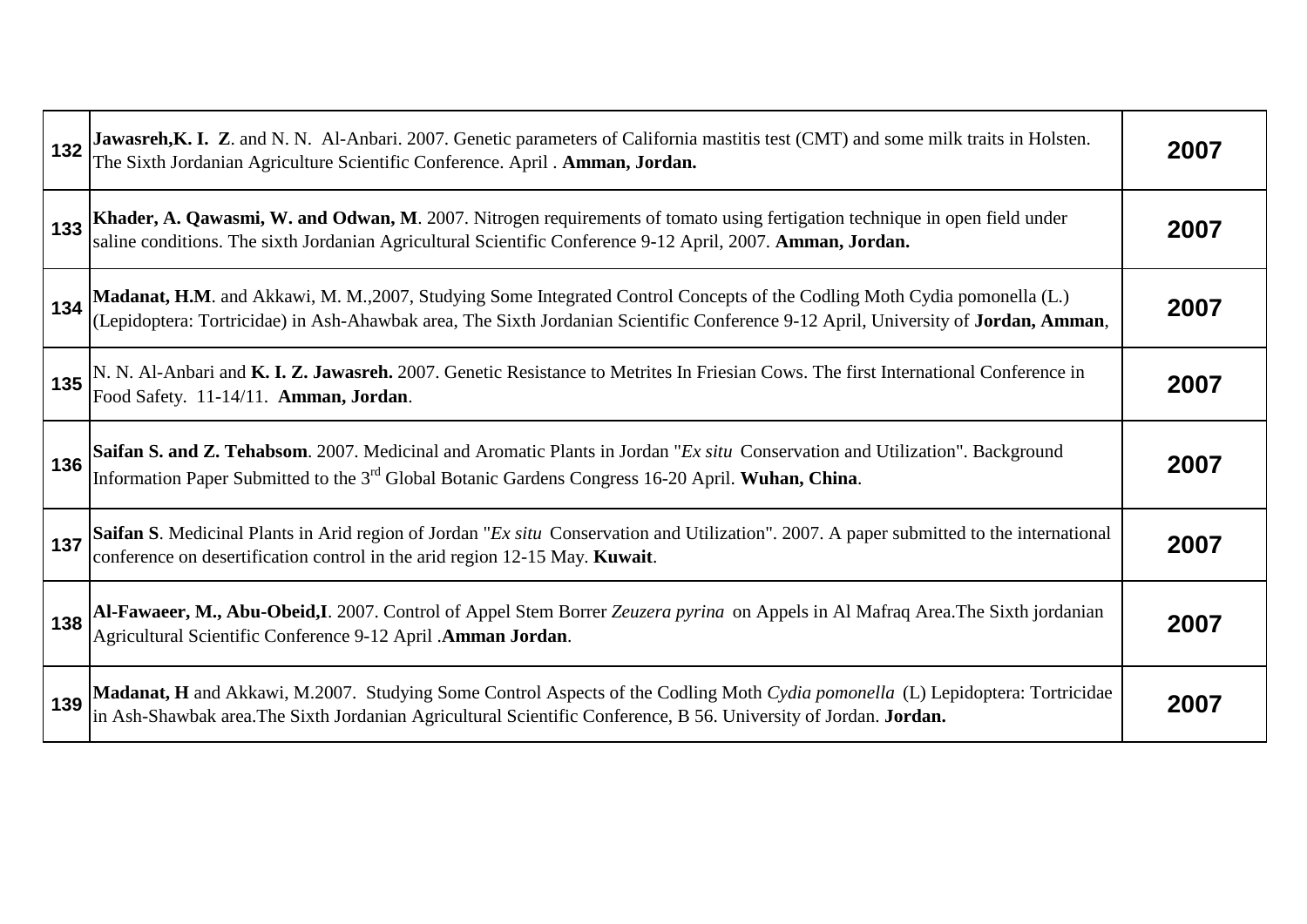| | | |
|---|---|---|
| 132 | **Jawasreh,K. I. Z**. and N. N. Al-Anbari. 2007. Genetic parameters of California mastitis test (CMT) and some milk traits in Holsten. The Sixth Jordanian Agriculture Scientific Conference. April . **Amman, Jordan.** | **2007** |
| 133 | **Khader, A. Qawasmi, W. and Odwan, M**. 2007. Nitrogen requirements of tomato using fertigation technique in open field under saline conditions. The sixth Jordanian Agricultural Scientific Conference 9-12 April, 2007. **Amman, Jordan.** | **2007** |
| 134 | **Madanat, H.M**. and Akkawi, M. M.,2007, Studying Some Integrated Control Concepts of the Codling Moth Cydia pomonella (L.) (Lepidoptera: Tortricidae) in Ash-Ahawbak area, The Sixth Jordanian Scientific Conference 9-12 April, University of **Jordan, Amman**, | **2007** |
| 135 | N. N. Al-Anbari and **K. I. Z. Jawasreh.** 2007. Genetic Resistance to Metrites In Friesian Cows. The first International Conference in Food Safety. 11-14/11. **Amman, Jordan**. | **2007** |
| 136 | **Saifan S. and Z. Tehabsom**. 2007. Medicinal and Aromatic Plants in Jordan "*Ex situ* Conservation and Utilization". Background Information Paper Submitted to the 3rd Global Botanic Gardens Congress 16-20 April. **Wuhan, China**. | **2007** |
| 137 | **Saifan S**. Medicinal Plants in Arid region of Jordan "*Ex situ* Conservation and Utilization". 2007. A paper submitted to the international conference on desertification control in the arid region 12-15 May. **Kuwait**. | **2007** |
| 138 | **Al-Fawaeer, M., Abu-Obeid,I**. 2007. Control of Appel Stem Borrer *Zeuzera pyrina* on Appels in Al Mafraq Area.The Sixth jordanian Agricultural Scientific Conference 9-12 April .**Amman Jordan**. | **2007** |
| 139 | **Madanat, H** and Akkawi, M.2007. Studying Some Control Aspects of the Codling Moth *Cydia pomonella* (L) Lepidoptera: Tortricidae in Ash-Shawbak area.The Sixth Jordanian Agricultural Scientific Conference, B 56. University of Jordan. **Jordan.** | **2007** |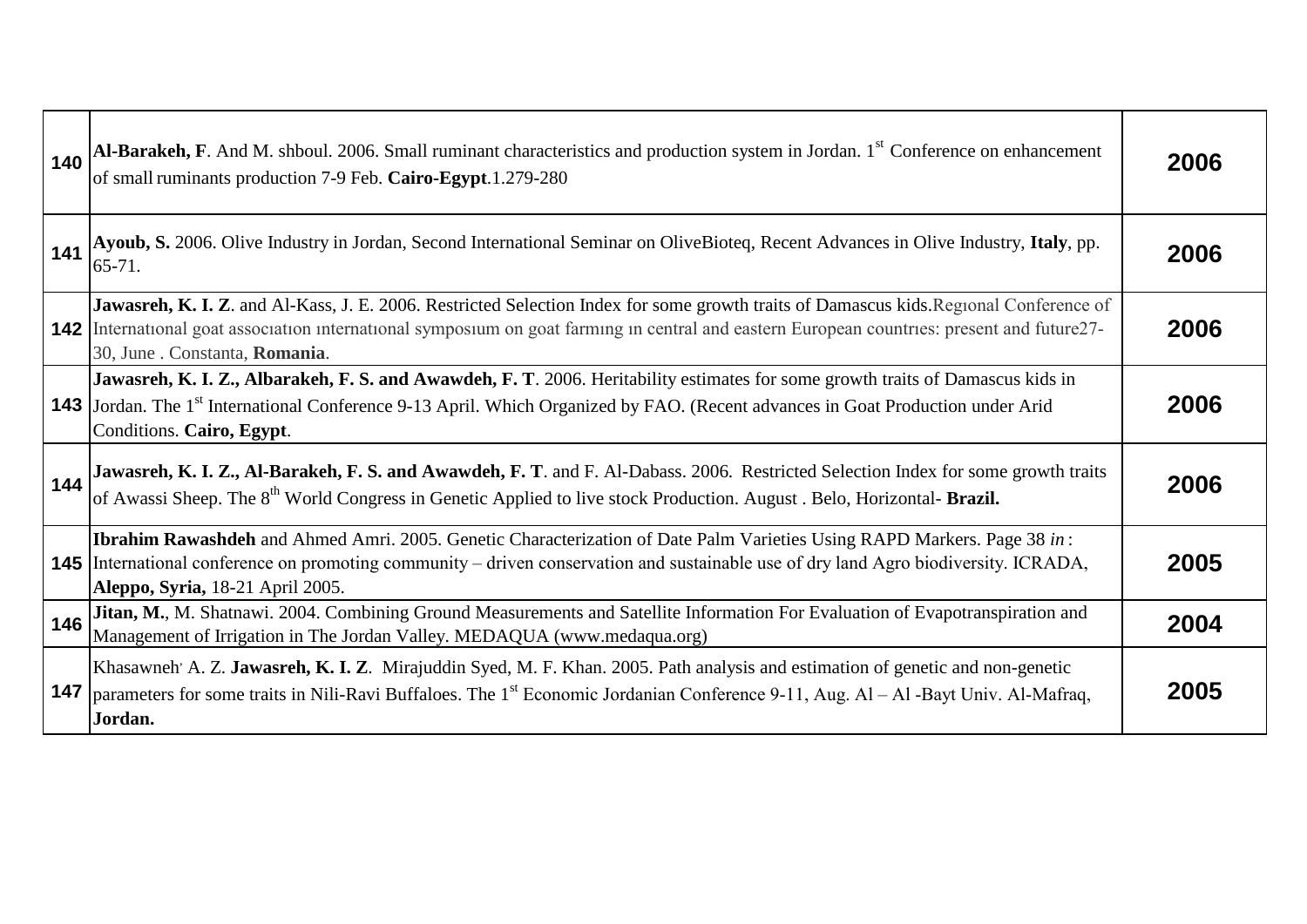| | | |
|---|---|---|
| **140** | **Al-Barakeh, F**. And M. shboul. 2006. Small ruminant characteristics and production system in Jordan. 1st Conference on enhancement of small ruminants production 7-9 Feb. **Cairo-Egypt**.1.279-280 | **2006** |
| **141** | **Ayoub, S.** 2006. Olive Industry in Jordan, Second International Seminar on OliveBioteq, Recent Advances in Olive Industry, **Italy**, pp. 65-71. | **2006** |
| **142** | **Jawasreh, K. I. Z**. and Al-Kass, J. E. 2006. Restricted Selection Index for some growth traits of Damascus kids.Regıonal Conference of Internatıonal goat assocıatıon ınternatıonal symposıum on goat farmıng ın central and eastern European countrıes: present and future27-30, June . Constanta, **Romania**. | **2006** |
| **143** | **Jawasreh, K. I. Z., Albarakeh, F. S. and Awawdeh, F. T**. 2006. Heritability estimates for some growth traits of Damascus kids in Jordan. The 1st International Conference 9-13 April. Which Organized by FAO. (Recent advances in Goat Production under Arid Conditions. **Cairo, Egypt**. | **2006** |
| **144** | **Jawasreh, K. I. Z., Al-Barakeh, F. S. and Awawdeh, F. T**. and F. Al-Dabass. 2006. Restricted Selection Index for some growth traits of Awassi Sheep. The 8th World Congress in Genetic Applied to live stock Production. August . Belo, Horizontal- **Brazil.** | **2006** |
| **145** | **Ibrahim Rawashdeh** and Ahmed Amri. 2005. Genetic Characterization of Date Palm Varieties Using RAPD Markers. Page 38 *in* : International conference on promoting community – driven conservation and sustainable use of dry land Agro biodiversity. ICRADA, **Aleppo, Syria,** 18-21 April 2005. | **2005** |
| **146** | **Jitan, M.**, M. Shatnawi. 2004. Combining Ground Measurements and Satellite Information For Evaluation of Evapotranspiration and Management of Irrigation in The Jordan Valley. MEDAQUA (www.medaqua.org) | **2004** |
| **147** | Khasawneh, A. Z. **Jawasreh, K. I. Z**. Mirajuddin Syed, M. F. Khan. 2005. Path analysis and estimation of genetic and non-genetic parameters for some traits in Nili-Ravi Buffaloes. The 1st Economic Jordanian Conference 9-11, Aug. Al – Al -Bayt Univ. Al-Mafraq, **Jordan.** | **2005** |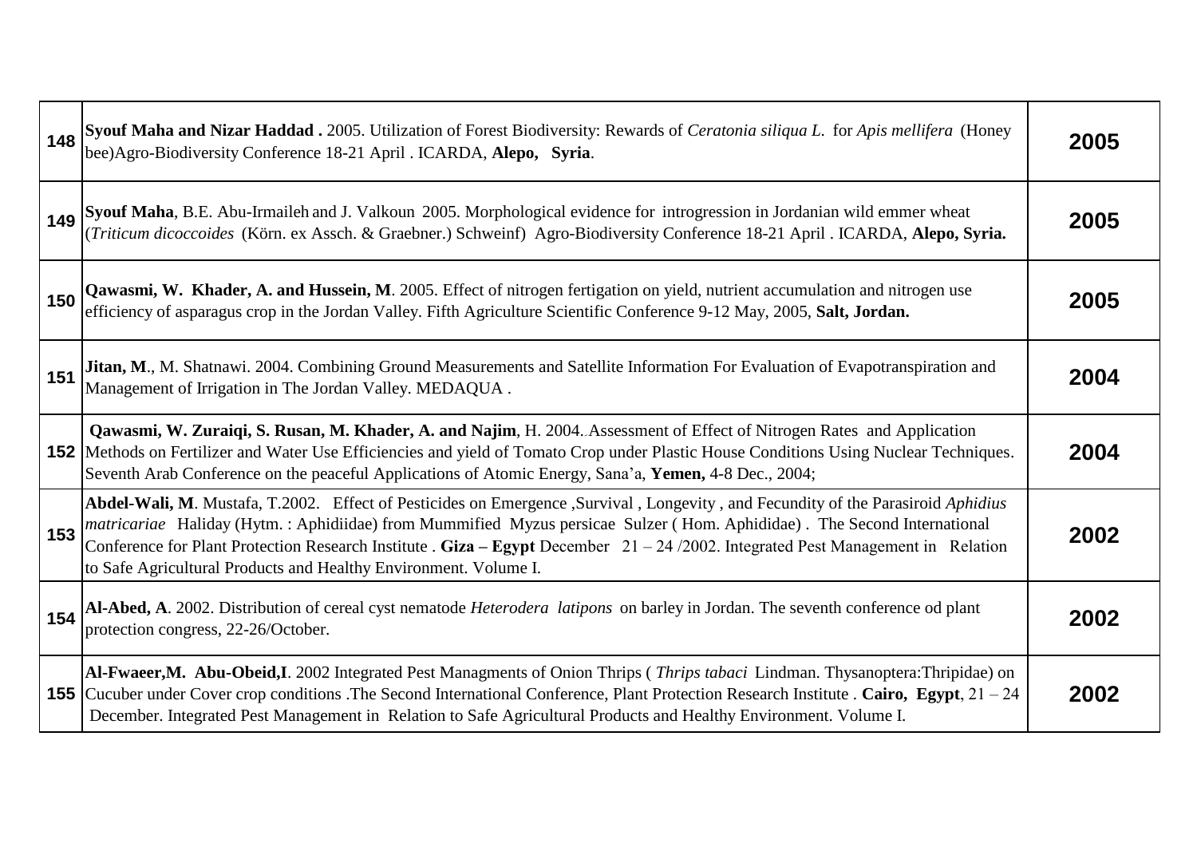| | | |
|---|---|---|
| 148 | **Syouf Maha and Nizar Haddad .** 2005. Utilization of Forest Biodiversity: Rewards of *Ceratonia siliqua L.* for *Apis mellifera* (Honey bee)Agro-Biodiversity Conference 18-21 April . ICARDA, **Alepo, Syria**. | **2005** |
| 149 | **Syouf Maha**, B.E. Abu-Irmaileh and J. Valkoun 2005. Morphological evidence for introgression in Jordanian wild emmer wheat (*Triticum dicoccoides* (Körn. ex Assch. & Graebner.) Schweinf) Agro-Biodiversity Conference 18-21 April . ICARDA, **Alepo, Syria.** | **2005** |
| 150 | **Qawasmi, W. Khader, A. and Hussein, M**. 2005. Effect of nitrogen fertigation on yield, nutrient accumulation and nitrogen use efficiency of asparagus crop in the Jordan Valley. Fifth Agriculture Scientific Conference 9-12 May, 2005, **Salt, Jordan.** | **2005** |
| 151 | **Jitan, M**., M. Shatnawi. 2004. Combining Ground Measurements and Satellite Information For Evaluation of Evapotranspiration and Management of Irrigation in The Jordan Valley. MEDAQUA . | **2004** |
| 152 | **Qawasmi, W. Zuraiqi, S. Rusan, M. Khader, A. and Najim**, H. 2004..Assessment of Effect of Nitrogen Rates and Application Methods on Fertilizer and Water Use Efficiencies and yield of Tomato Crop under Plastic House Conditions Using Nuclear Techniques. Seventh Arab Conference on the peaceful Applications of Atomic Energy, Sana'a, **Yemen,** 4-8 Dec., 2004; | **2004** |
| 153 | **Abdel-Wali, M**. Mustafa, T.2002. Effect of Pesticides on Emergence ,Survival , Longevity , and Fecundity of the Parasiroid *Aphidius matricariae* Haliday (Hytm. : Aphidiidae) from Mummified Myzus persicae Sulzer ( Hom. Aphididae) . The Second International Conference for Plant Protection Research Institute . **Giza – Egypt** December 21 – 24 /2002. Integrated Pest Management in Relation to Safe Agricultural Products and Healthy Environment. Volume I. | **2002** |
| 154 | **Al-Abed, A**. 2002. Distribution of cereal cyst nematode *Heterodera latipons* on barley in Jordan. The seventh conference od plant protection congress, 22-26/October. | **2002** |
| 155 | **Al-Fwaeer,M. Abu-Obeid,I**. 2002 Integrated Pest Managments of Onion Thrips ( *Thrips tabaci* Lindman. Thysanoptera:Thripidae) on Cucuber under Cover crop conditions .The Second International Conference, Plant Protection Research Institute . **Cairo, Egypt**, 21 – 24 December. Integrated Pest Management in Relation to Safe Agricultural Products and Healthy Environment. Volume I. | **2002** |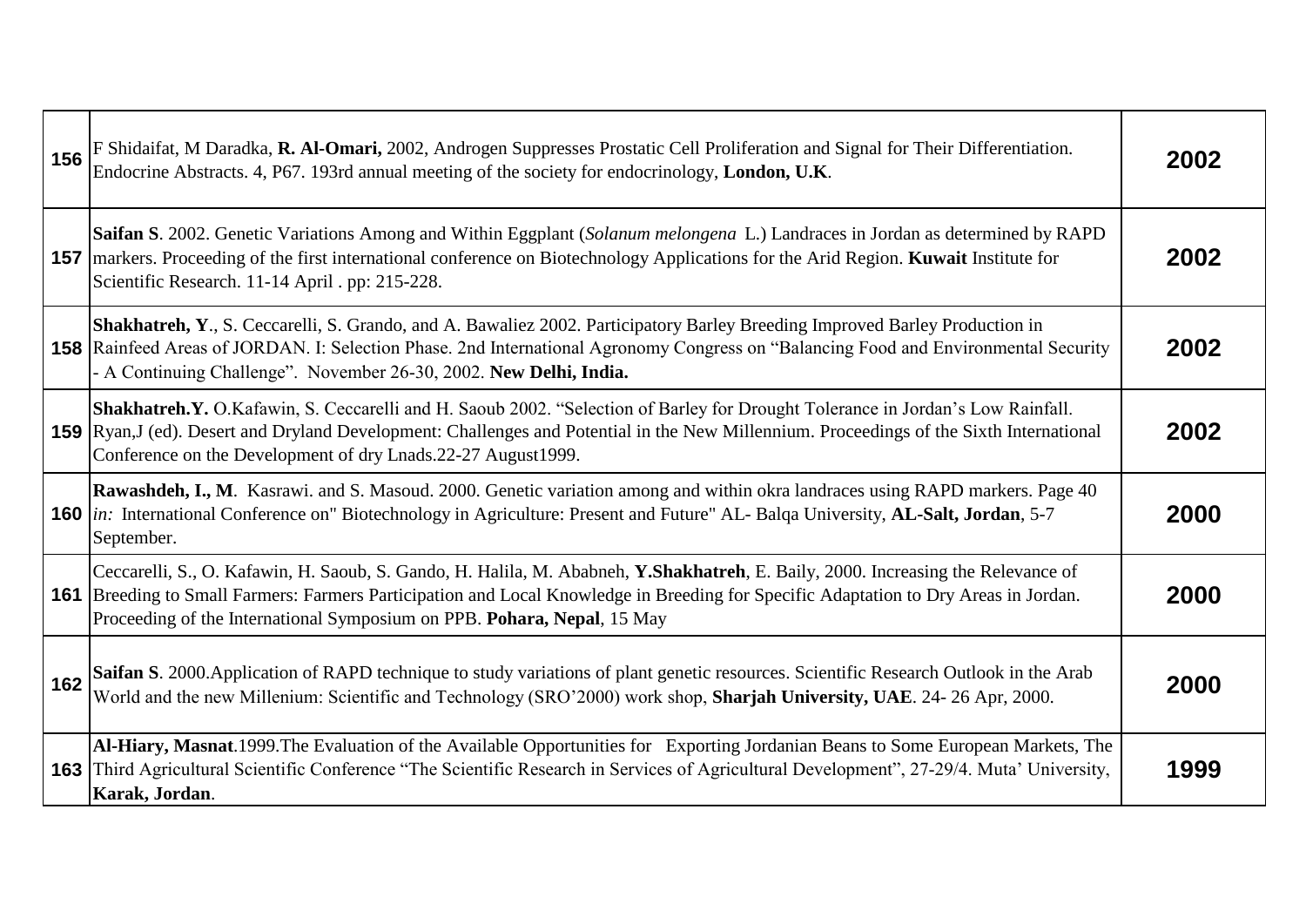| | | |
|---|---|---|
| **156** | F Shidaifat, M Daradka, **R. Al-Omari,** 2002, Androgen Suppresses Prostatic Cell Proliferation and Signal for Their Differentiation. Endocrine Abstracts. 4, P67. 193rd annual meeting of the society for endocrinology, **London, U.K**. | **2002** |
| **157** | **Saifan S**. 2002. Genetic Variations Among and Within Eggplant (*Solanum melongena* L.) Landraces in Jordan as determined by RAPD markers. Proceeding of the first international conference on Biotechnology Applications for the Arid Region. **Kuwait** Institute for Scientific Research. 11-14 April . pp: 215-228. | **2002** |
| **158** | **Shakhatreh, Y**., S. Ceccarelli, S. Grando, and A. Bawaliez 2002. Participatory Barley Breeding Improved Barley Production in Rainfeed Areas of JORDAN. I: Selection Phase. 2nd International Agronomy Congress on "Balancing Food and Environmental Security - A Continuing Challenge". November 26-30, 2002. **New Delhi, India.** | **2002** |
| **159** | **Shakhatreh.Y.** O.Kafawin, S. Ceccarelli and H. Saoub 2002. "Selection of Barley for Drought Tolerance in Jordan's Low Rainfall. Ryan,J (ed). Desert and Dryland Development: Challenges and Potential in the New Millennium. Proceedings of the Sixth International Conference on the Development of dry Lnads.22-27 August1999. | **2002** |
| **160** | **Rawashdeh, I., M**. Kasrawi. and S. Masoud. 2000. Genetic variation among and within okra landraces using RAPD markers. Page 40 *in:* International Conference on" Biotechnology in Agriculture: Present and Future" AL- Balqa University, **AL-Salt, Jordan**, 5-7 September. | **2000** |
| **161** | Ceccarelli, S., O. Kafawin, H. Saoub, S. Gando, H. Halila, M. Ababneh, **Y.Shakhatreh**, E. Baily, 2000. Increasing the Relevance of Breeding to Small Farmers: Farmers Participation and Local Knowledge in Breeding for Specific Adaptation to Dry Areas in Jordan. Proceeding of the International Symposium on PPB. **Pohara, Nepal**, 15 May | **2000** |
| **162** | **Saifan S**. 2000.Application of RAPD technique to study variations of plant genetic resources. Scientific Research Outlook in the Arab World and the new Millenium: Scientific and Technology (SRO'2000) work shop, **Sharjah University, UAE**. 24- 26 Apr, 2000. | **2000** |
| **163** | **Al-Hiary, Masnat**.1999.The Evaluation of the Available Opportunities for Exporting Jordanian Beans to Some European Markets, The Third Agricultural Scientific Conference "The Scientific Research in Services of Agricultural Development", 27-29/4. Muta' University, **Karak, Jordan**. | **1999** |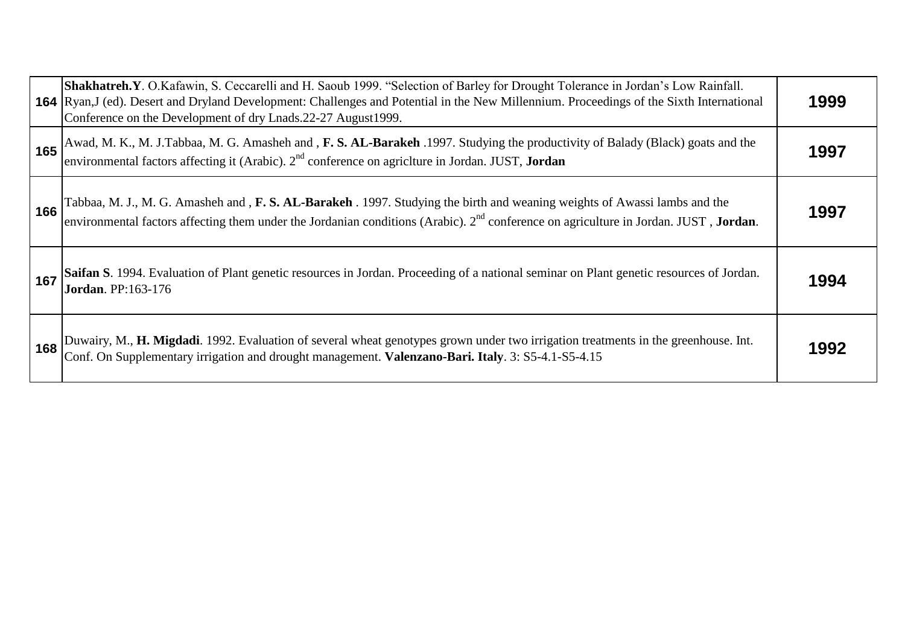| | | |
|---|---|---|
| **164** | **Shakhatreh.Y**. O.Kafawin, S. Ceccarelli and H. Saoub 1999. “Selection of Barley for Drought Tolerance in Jordan’s Low Rainfall. Ryan,J (ed). Desert and Dryland Development: Challenges and Potential in the New Millennium. Proceedings of the Sixth International Conference on the Development of dry Lnads.22-27 August1999. | **1999** |
| **165** | Awad, M. K., M. J.Tabbaa, M. G. Amasheh and , **F. S. AL-Barakeh** .1997. Studying the productivity of Balady (Black) goats and the environmental factors affecting it (Arabic). 2nd conference on agriclture in Jordan. JUST, **Jordan** | **1997** |
| **166** | Tabbaa, M. J., M. G. Amasheh and , **F. S. AL-Barakeh** . 1997. Studying the birth and weaning weights of Awassi lambs and the environmental factors affecting them under the Jordanian conditions (Arabic). 2nd conference on agriculture in Jordan. JUST , **Jordan**. | **1997** |
| **167** | **Saifan S**. 1994. Evaluation of Plant genetic resources in Jordan. Proceeding of a national seminar on Plant genetic resources of Jordan. **Jordan**. PP:163-176 | **1994** |
| **168** | Duwairy, M., **H. Migdadi**. 1992. Evaluation of several wheat genotypes grown under two irrigation treatments in the greenhouse. Int. Conf. On Supplementary irrigation and drought management. **Valenzano-Bari. Italy**. 3: S5-4.1-S5-4.15 | **1992** |